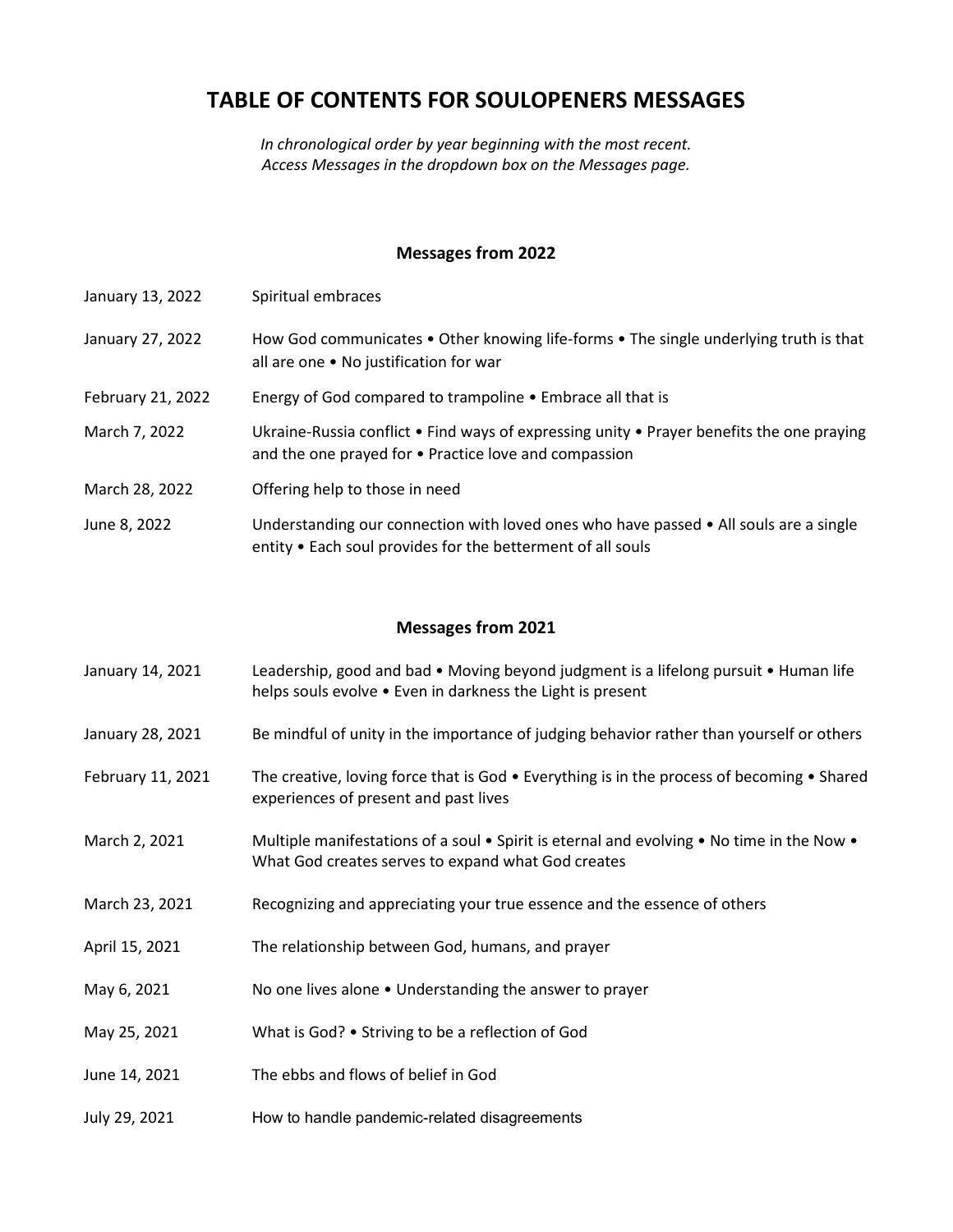# TABLE OF CONTENTS FOR SOULOPENERS MESSAGES

*In chronological order by year beginning with the most recent.*
*Access Messages in the dropdown box on the Messages page.*

## Messages from 2022

| | |
|---|---|
| January 13, 2022 | Spiritual embraces |
| January 27, 2022 | How God communicates • Other knowing life-forms • The single underlying truth is that all are one • No justification for war |
| February 21, 2022 | Energy of God compared to trampoline • Embrace all that is |
| March 7, 2022 | Ukraine-Russia conflict • Find ways of expressing unity • Prayer benefits the one praying and the one prayed for • Practice love and compassion |
| March 28, 2022 | Offering help to those in need |
| June 8, 2022 | Understanding our connection with loved ones who have passed • All souls are a single entity • Each soul provides for the betterment of all souls |

## Messages from 2021

| | |
|---|---|
| January 14, 2021 | Leadership, good and bad • Moving beyond judgment is a lifelong pursuit • Human life helps souls evolve • Even in darkness the Light is present |
| January 28, 2021 | Be mindful of unity in the importance of judging behavior rather than yourself or others |
| February 11, 2021 | The creative, loving force that is God • Everything is in the process of becoming • Shared experiences of present and past lives |
| March 2, 2021 | Multiple manifestations of a soul • Spirit is eternal and evolving • No time in the Now • What God creates serves to expand what God creates |
| March 23, 2021 | Recognizing and appreciating your true essence and the essence of others |
| April 15, 2021 | The relationship between God, humans, and prayer |
| May 6, 2021 | No one lives alone • Understanding the answer to prayer |
| May 25, 2021 | What is God? • Striving to be a reflection of God |
| June 14, 2021 | The ebbs and flows of belief in God |
| July 29, 2021 | How to handle pandemic-related disagreements |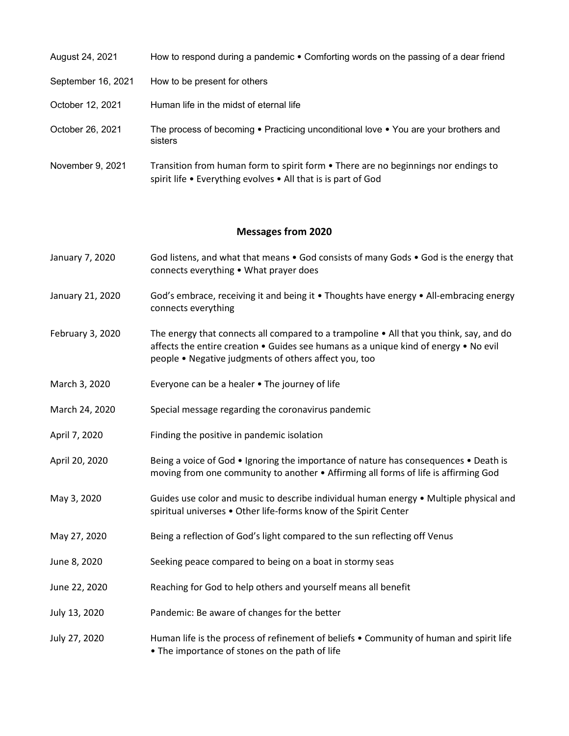| | |
|---|---|
| August 24, 2021 | How to respond during a pandemic • Comforting words on the passing of a dear friend |
| September 16, 2021 | How to be present for others |
| October 12, 2021 | Human life in the midst of eternal life |
| October 26, 2021 | The process of becoming • Practicing unconditional love • You are your brothers and sisters |
| November 9, 2021 | Transition from human form to spirit form • There are no beginnings nor endings to spirit life • Everything evolves • All that is is part of God |

## Messages from 2020

| | |
|---|---|
| January 7, 2020 | God listens, and what that means • God consists of many Gods • God is the energy that connects everything • What prayer does |
| January 21, 2020 | God's embrace, receiving it and being it • Thoughts have energy • All-embracing energy connects everything |
| February 3, 2020 | The energy that connects all compared to a trampoline • All that you think, say, and do affects the entire creation • Guides see humans as a unique kind of energy • No evil people • Negative judgments of others affect you, too |
| March 3, 2020 | Everyone can be a healer • The journey of life |
| March 24, 2020 | Special message regarding the coronavirus pandemic |
| April 7, 2020 | Finding the positive in pandemic isolation |
| April 20, 2020 | Being a voice of God • Ignoring the importance of nature has consequences • Death is moving from one community to another • Affirming all forms of life is affirming God |
| May 3, 2020 | Guides use color and music to describe individual human energy • Multiple physical and spiritual universes • Other life-forms know of the Spirit Center |
| May 27, 2020 | Being a reflection of God's light compared to the sun reflecting off Venus |
| June 8, 2020 | Seeking peace compared to being on a boat in stormy seas |
| June 22, 2020 | Reaching for God to help others and yourself means all benefit |
| July 13, 2020 | Pandemic: Be aware of changes for the better |
| July 27, 2020 | Human life is the process of refinement of beliefs • Community of human and spirit life • The importance of stones on the path of life |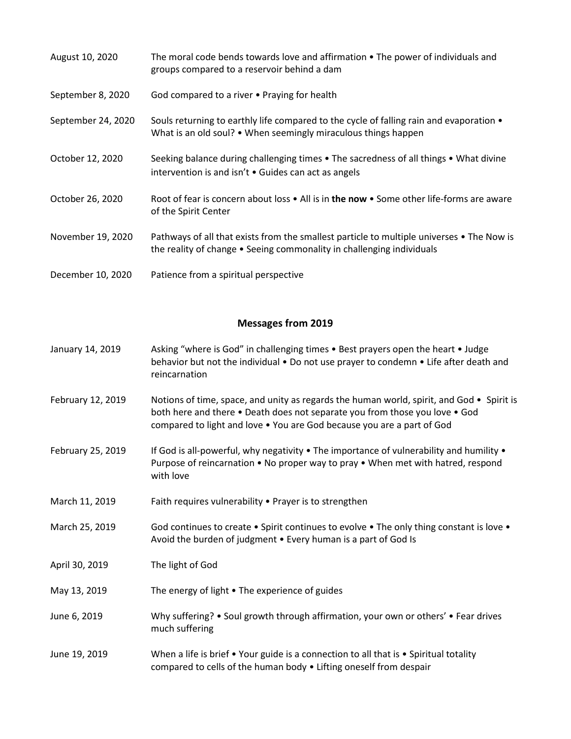| | |
|---|---|
| August 10, 2020 | The moral code bends towards love and affirmation • The power of individuals and groups compared to a reservoir behind a dam |
| September 8, 2020 | God compared to a river • Praying for health |
| September 24, 2020 | Souls returning to earthly life compared to the cycle of falling rain and evaporation • What is an old soul? • When seemingly miraculous things happen |
| October 12, 2020 | Seeking balance during challenging times • The sacredness of all things • What divine intervention is and isn't • Guides can act as angels |
| October 26, 2020 | Root of fear is concern about loss • All is in **the now** • Some other life-forms are aware of the Spirit Center |
| November 19, 2020 | Pathways of all that exists from the smallest particle to multiple universes • The Now is the reality of change • Seeing commonality in challenging individuals |
| December 10, 2020 | Patience from a spiritual perspective |

## Messages from 2019

| | |
|---|---|
| January 14, 2019 | Asking "where is God" in challenging times • Best prayers open the heart • Judge behavior but not the individual • Do not use prayer to condemn • Life after death and reincarnation |
| February 12, 2019 | Notions of time, space, and unity as regards the human world, spirit, and God • Spirit is both here and there • Death does not separate you from those you love • God compared to light and love • You are God because you are a part of God |
| February 25, 2019 | If God is all-powerful, why negativity • The importance of vulnerability and humility • Purpose of reincarnation • No proper way to pray • When met with hatred, respond with love |
| March 11, 2019 | Faith requires vulnerability • Prayer is to strengthen |
| March 25, 2019 | God continues to create • Spirit continues to evolve • The only thing constant is love • Avoid the burden of judgment • Every human is a part of God Is |
| April 30, 2019 | The light of God |
| May 13, 2019 | The energy of light • The experience of guides |
| June 6, 2019 | Why suffering? • Soul growth through affirmation, your own or others' • Fear drives much suffering |
| June 19, 2019 | When a life is brief • Your guide is a connection to all that is • Spiritual totality compared to cells of the human body • Lifting oneself from despair |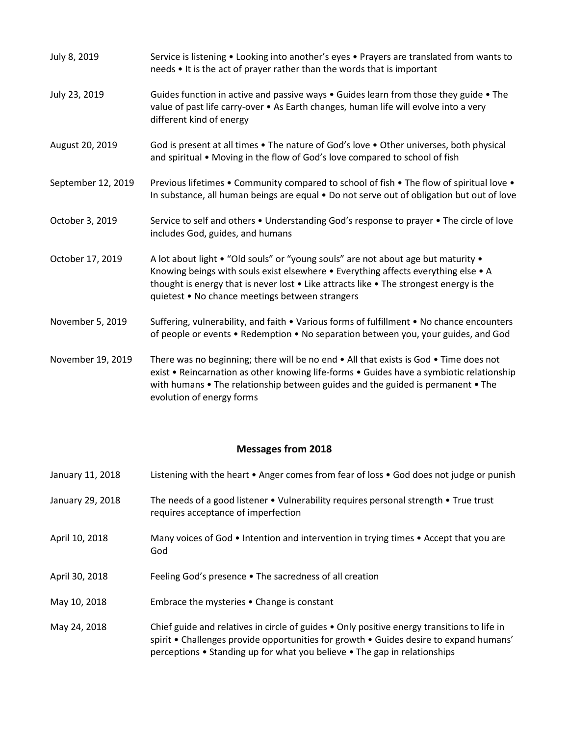| | |
|---|---|
| July 8, 2019 | Service is listening • Looking into another's eyes • Prayers are translated from wants to needs • It is the act of prayer rather than the words that is important |
| July 23, 2019 | Guides function in active and passive ways • Guides learn from those they guide • The value of past life carry-over • As Earth changes, human life will evolve into a very different kind of energy |
| August 20, 2019 | God is present at all times • The nature of God's love • Other universes, both physical and spiritual • Moving in the flow of God's love compared to school of fish |
| September 12, 2019 | Previous lifetimes • Community compared to school of fish • The flow of spiritual love • In substance, all human beings are equal • Do not serve out of obligation but out of love |
| October 3, 2019 | Service to self and others • Understanding God's response to prayer • The circle of love includes God, guides, and humans |
| October 17, 2019 | A lot about light • "Old souls" or "young souls" are not about age but maturity • Knowing beings with souls exist elsewhere • Everything affects everything else • A thought is energy that is never lost • Like attracts like • The strongest energy is the quietest • No chance meetings between strangers |
| November 5, 2019 | Suffering, vulnerability, and faith • Various forms of fulfillment • No chance encounters of people or events • Redemption • No separation between you, your guides, and God |
| November 19, 2019 | There was no beginning; there will be no end • All that exists is God • Time does not exist • Reincarnation as other knowing life-forms • Guides have a symbiotic relationship with humans • The relationship between guides and the guided is permanent • The evolution of energy forms |

## Messages from 2018

| | |
|---|---|
| January 11, 2018 | Listening with the heart • Anger comes from fear of loss • God does not judge or punish |
| January 29, 2018 | The needs of a good listener • Vulnerability requires personal strength • True trust requires acceptance of imperfection |
| April 10, 2018 | Many voices of God • Intention and intervention in trying times • Accept that you are God |
| April 30, 2018 | Feeling God's presence • The sacredness of all creation |
| May 10, 2018 | Embrace the mysteries • Change is constant |
| May 24, 2018 | Chief guide and relatives in circle of guides • Only positive energy transitions to life in spirit • Challenges provide opportunities for growth • Guides desire to expand humans' perceptions • Standing up for what you believe • The gap in relationships |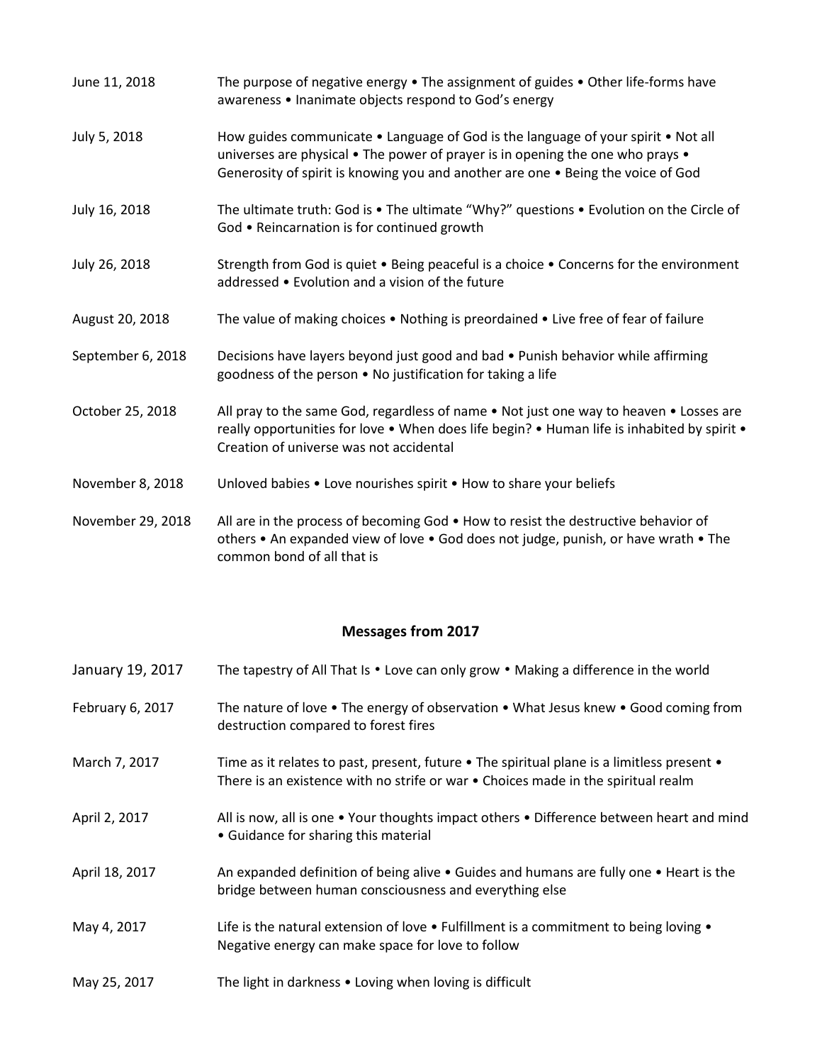| | |
|---|---|
| June 11, 2018 | The purpose of negative energy • The assignment of guides • Other life-forms have awareness • Inanimate objects respond to God's energy |
| July 5, 2018 | How guides communicate • Language of God is the language of your spirit • Not all universes are physical • The power of prayer is in opening the one who prays • Generosity of spirit is knowing you and another are one • Being the voice of God |
| July 16, 2018 | The ultimate truth: God is • The ultimate "Why?" questions • Evolution on the Circle of God • Reincarnation is for continued growth |
| July 26, 2018 | Strength from God is quiet • Being peaceful is a choice • Concerns for the environment addressed • Evolution and a vision of the future |
| August 20, 2018 | The value of making choices • Nothing is preordained • Live free of fear of failure |
| September 6, 2018 | Decisions have layers beyond just good and bad • Punish behavior while affirming goodness of the person • No justification for taking a life |
| October 25, 2018 | All pray to the same God, regardless of name • Not just one way to heaven • Losses are really opportunities for love • When does life begin? • Human life is inhabited by spirit • Creation of universe was not accidental |
| November 8, 2018 | Unloved babies • Love nourishes spirit • How to share your beliefs |
| November 29, 2018 | All are in the process of becoming God • How to resist the destructive behavior of others • An expanded view of love • God does not judge, punish, or have wrath • The common bond of all that is |

## Messages from 2017

| | |
|---|---|
| January 19, 2017 | The tapestry of All That Is • Love can only grow • Making a difference in the world |
| February 6, 2017 | The nature of love • The energy of observation • What Jesus knew • Good coming from destruction compared to forest fires |
| March 7, 2017 | Time as it relates to past, present, future • The spiritual plane is a limitless present • There is an existence with no strife or war • Choices made in the spiritual realm |
| April 2, 2017 | All is now, all is one • Your thoughts impact others • Difference between heart and mind • Guidance for sharing this material |
| April 18, 2017 | An expanded definition of being alive • Guides and humans are fully one • Heart is the bridge between human consciousness and everything else |
| May 4, 2017 | Life is the natural extension of love • Fulfillment is a commitment to being loving • Negative energy can make space for love to follow |
| May 25, 2017 | The light in darkness • Loving when loving is difficult |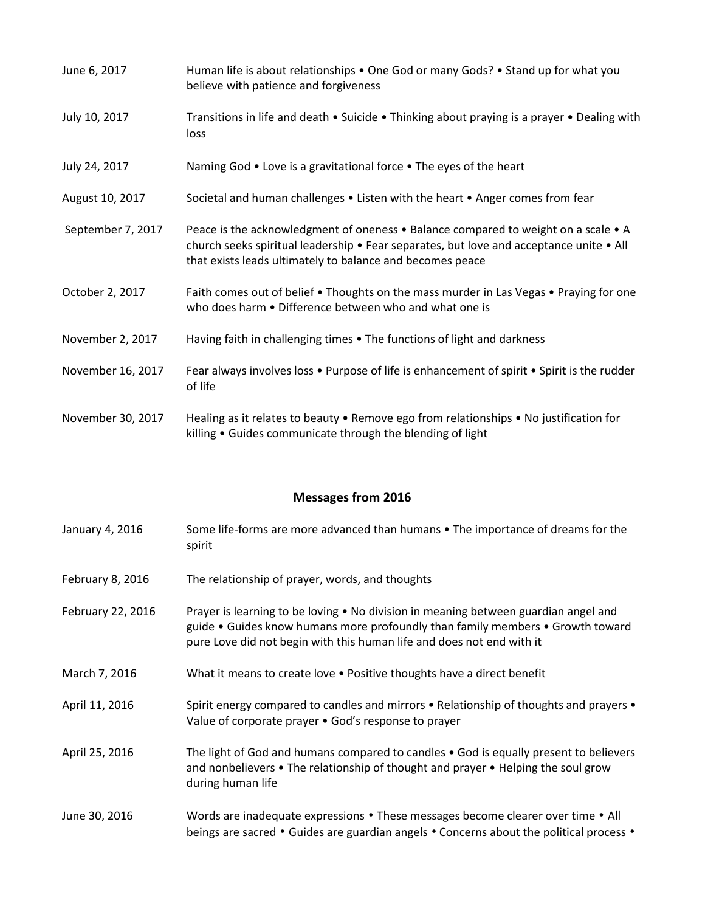| | |
|---|---|
| June 6, 2017 | Human life is about relationships • One God or many Gods? • Stand up for what you believe with patience and forgiveness |
| July 10, 2017 | Transitions in life and death • Suicide • Thinking about praying is a prayer • Dealing with loss |
| July 24, 2017 | Naming God • Love is a gravitational force • The eyes of the heart |
| August 10, 2017 | Societal and human challenges • Listen with the heart • Anger comes from fear |
| September 7, 2017 | Peace is the acknowledgment of oneness • Balance compared to weight on a scale • A church seeks spiritual leadership • Fear separates, but love and acceptance unite • All that exists leads ultimately to balance and becomes peace |
| October 2, 2017 | Faith comes out of belief • Thoughts on the mass murder in Las Vegas • Praying for one who does harm • Difference between who and what one is |
| November 2, 2017 | Having faith in challenging times • The functions of light and darkness |
| November 16, 2017 | Fear always involves loss • Purpose of life is enhancement of spirit • Spirit is the rudder of life |
| November 30, 2017 | Healing as it relates to beauty • Remove ego from relationships • No justification for killing • Guides communicate through the blending of light |

## Messages from 2016

| | |
|---|---|
| January 4, 2016 | Some life-forms are more advanced than humans • The importance of dreams for the spirit |
| February 8, 2016 | The relationship of prayer, words, and thoughts |
| February 22, 2016 | Prayer is learning to be loving • No division in meaning between guardian angel and guide • Guides know humans more profoundly than family members • Growth toward pure Love did not begin with this human life and does not end with it |
| March 7, 2016 | What it means to create love • Positive thoughts have a direct benefit |
| April 11, 2016 | Spirit energy compared to candles and mirrors • Relationship of thoughts and prayers • Value of corporate prayer • God's response to prayer |
| April 25, 2016 | The light of God and humans compared to candles • God is equally present to believers and nonbelievers • The relationship of thought and prayer • Helping the soul grow during human life |
| June 30, 2016 | Words are inadequate expressions • These messages become clearer over time • All beings are sacred • Guides are guardian angels • Concerns about the political process • |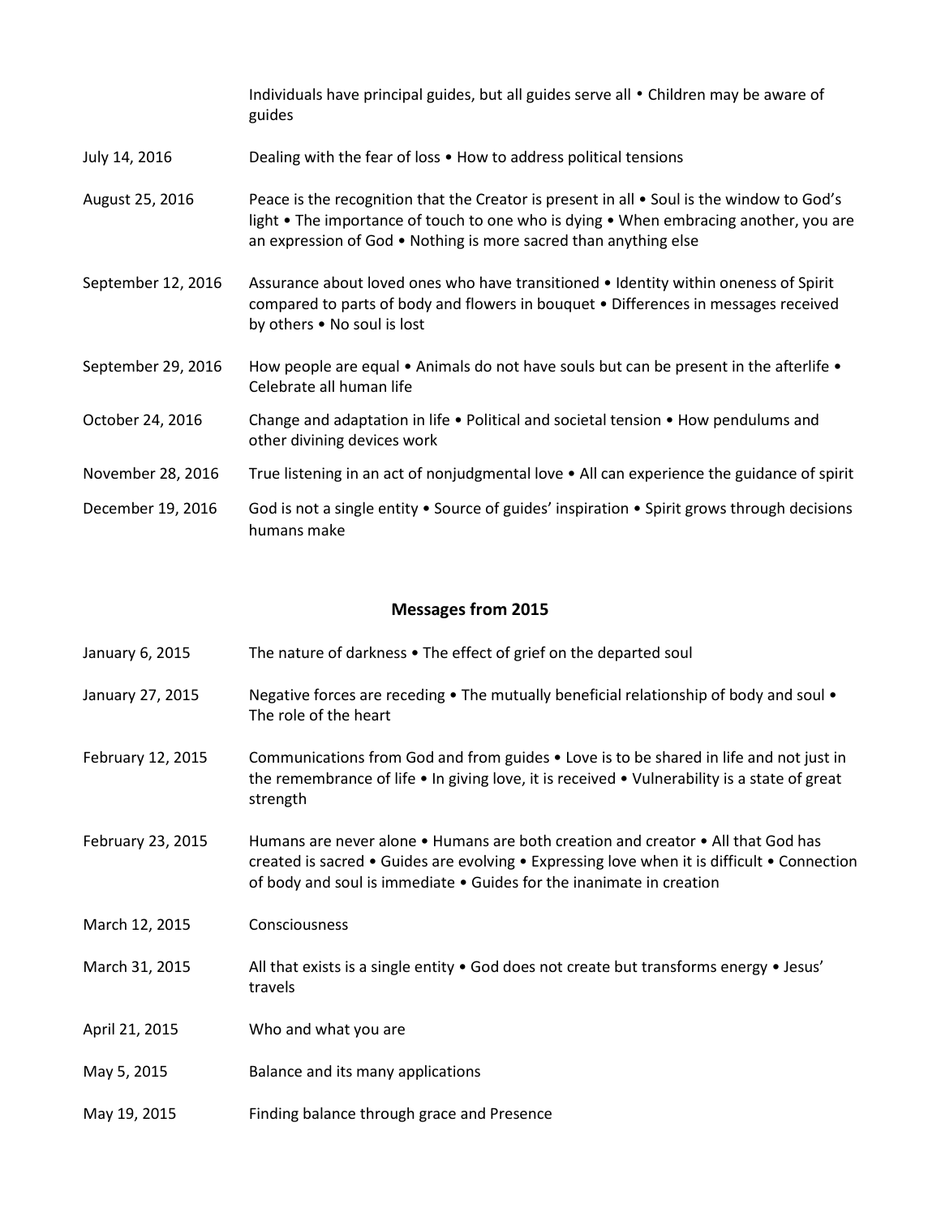| | |
|---|---|
| | Individuals have principal guides, but all guides serve all • Children may be aware of guides |
| July 14, 2016 | Dealing with the fear of loss • How to address political tensions |
| August 25, 2016 | Peace is the recognition that the Creator is present in all • Soul is the window to God's light • The importance of touch to one who is dying • When embracing another, you are an expression of God • Nothing is more sacred than anything else |
| September 12, 2016 | Assurance about loved ones who have transitioned • Identity within oneness of Spirit compared to parts of body and flowers in bouquet • Differences in messages received by others • No soul is lost |
| September 29, 2016 | How people are equal • Animals do not have souls but can be present in the afterlife • Celebrate all human life |
| October 24, 2016 | Change and adaptation in life • Political and societal tension • How pendulums and other divining devices work |
| November 28, 2016 | True listening in an act of nonjudgmental love • All can experience the guidance of spirit |
| December 19, 2016 | God is not a single entity • Source of guides' inspiration • Spirit grows through decisions humans make |

## Messages from 2015

| | |
|---|---|
| January 6, 2015 | The nature of darkness • The effect of grief on the departed soul |
| January 27, 2015 | Negative forces are receding • The mutually beneficial relationship of body and soul • The role of the heart |
| February 12, 2015 | Communications from God and from guides • Love is to be shared in life and not just in the remembrance of life • In giving love, it is received • Vulnerability is a state of great strength |
| February 23, 2015 | Humans are never alone • Humans are both creation and creator • All that God has created is sacred • Guides are evolving • Expressing love when it is difficult • Connection of body and soul is immediate • Guides for the inanimate in creation |
| March 12, 2015 | Consciousness |
| March 31, 2015 | All that exists is a single entity • God does not create but transforms energy • Jesus' travels |
| April 21, 2015 | Who and what you are |
| May 5, 2015 | Balance and its many applications |
| May 19, 2015 | Finding balance through grace and Presence |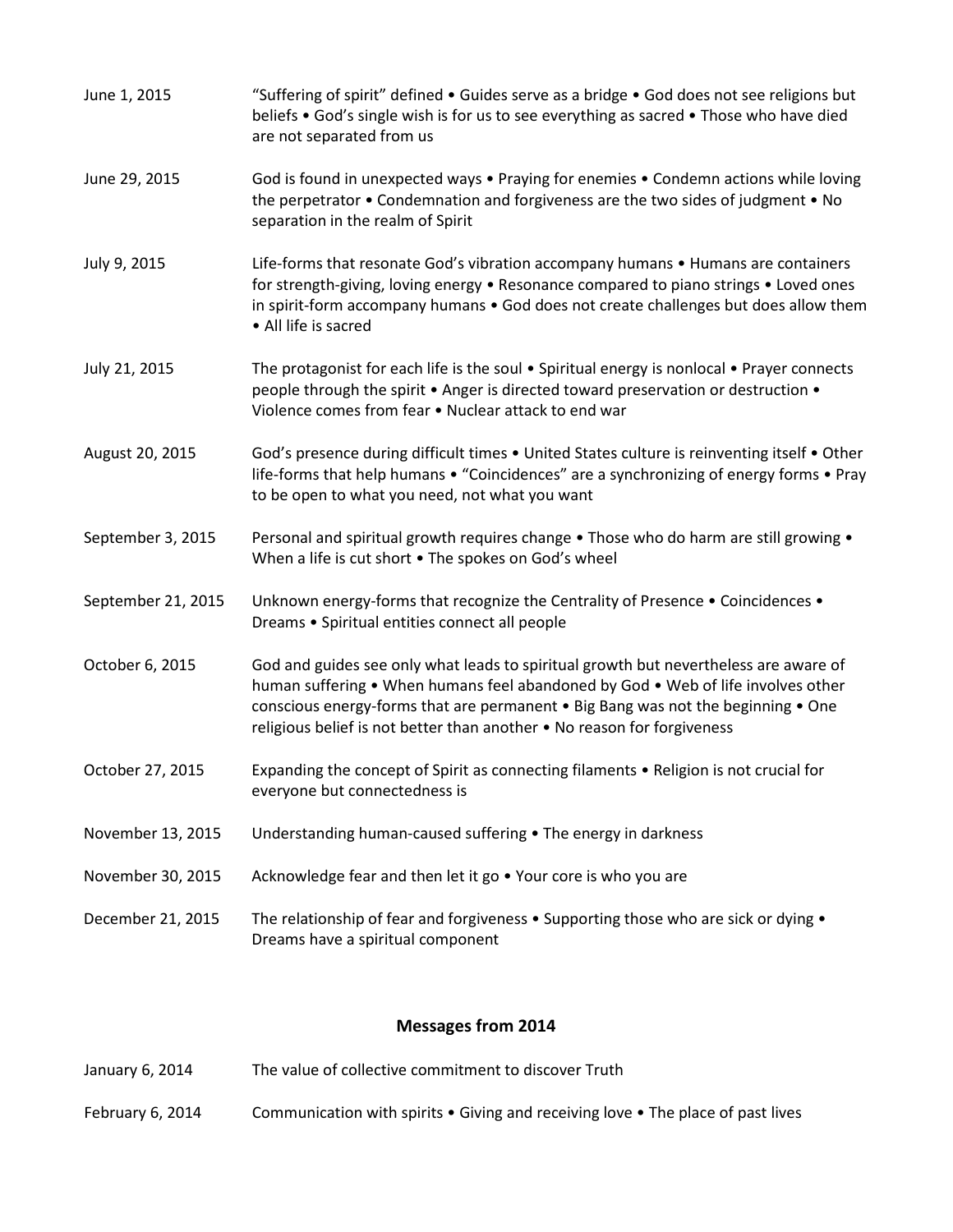| | |
|---|---|
| June 1, 2015 | "Suffering of spirit" defined • Guides serve as a bridge • God does not see religions but beliefs • God's single wish is for us to see everything as sacred • Those who have died are not separated from us |
| June 29, 2015 | God is found in unexpected ways • Praying for enemies • Condemn actions while loving the perpetrator • Condemnation and forgiveness are the two sides of judgment • No separation in the realm of Spirit |
| July 9, 2015 | Life-forms that resonate God's vibration accompany humans • Humans are containers for strength-giving, loving energy • Resonance compared to piano strings • Loved ones in spirit-form accompany humans • God does not create challenges but does allow them • All life is sacred |
| July 21, 2015 | The protagonist for each life is the soul • Spiritual energy is nonlocal • Prayer connects people through the spirit • Anger is directed toward preservation or destruction • Violence comes from fear • Nuclear attack to end war |
| August 20, 2015 | God's presence during difficult times • United States culture is reinventing itself • Other life-forms that help humans • "Coincidences" are a synchronizing of energy forms • Pray to be open to what you need, not what you want |
| September 3, 2015 | Personal and spiritual growth requires change • Those who do harm are still growing • When a life is cut short • The spokes on God's wheel |
| September 21, 2015 | Unknown energy-forms that recognize the Centrality of Presence • Coincidences • Dreams • Spiritual entities connect all people |
| October 6, 2015 | God and guides see only what leads to spiritual growth but nevertheless are aware of human suffering • When humans feel abandoned by God • Web of life involves other conscious energy-forms that are permanent • Big Bang was not the beginning • One religious belief is not better than another • No reason for forgiveness |
| October 27, 2015 | Expanding the concept of Spirit as connecting filaments • Religion is not crucial for everyone but connectedness is |
| November 13, 2015 | Understanding human-caused suffering • The energy in darkness |
| November 30, 2015 | Acknowledge fear and then let it go • Your core is who you are |
| December 21, 2015 | The relationship of fear and forgiveness • Supporting those who are sick or dying • Dreams have a spiritual component |

## Messages from 2014

| | |
|---|---|
| January 6, 2014 | The value of collective commitment to discover Truth |
| February 6, 2014 | Communication with spirits • Giving and receiving love • The place of past lives |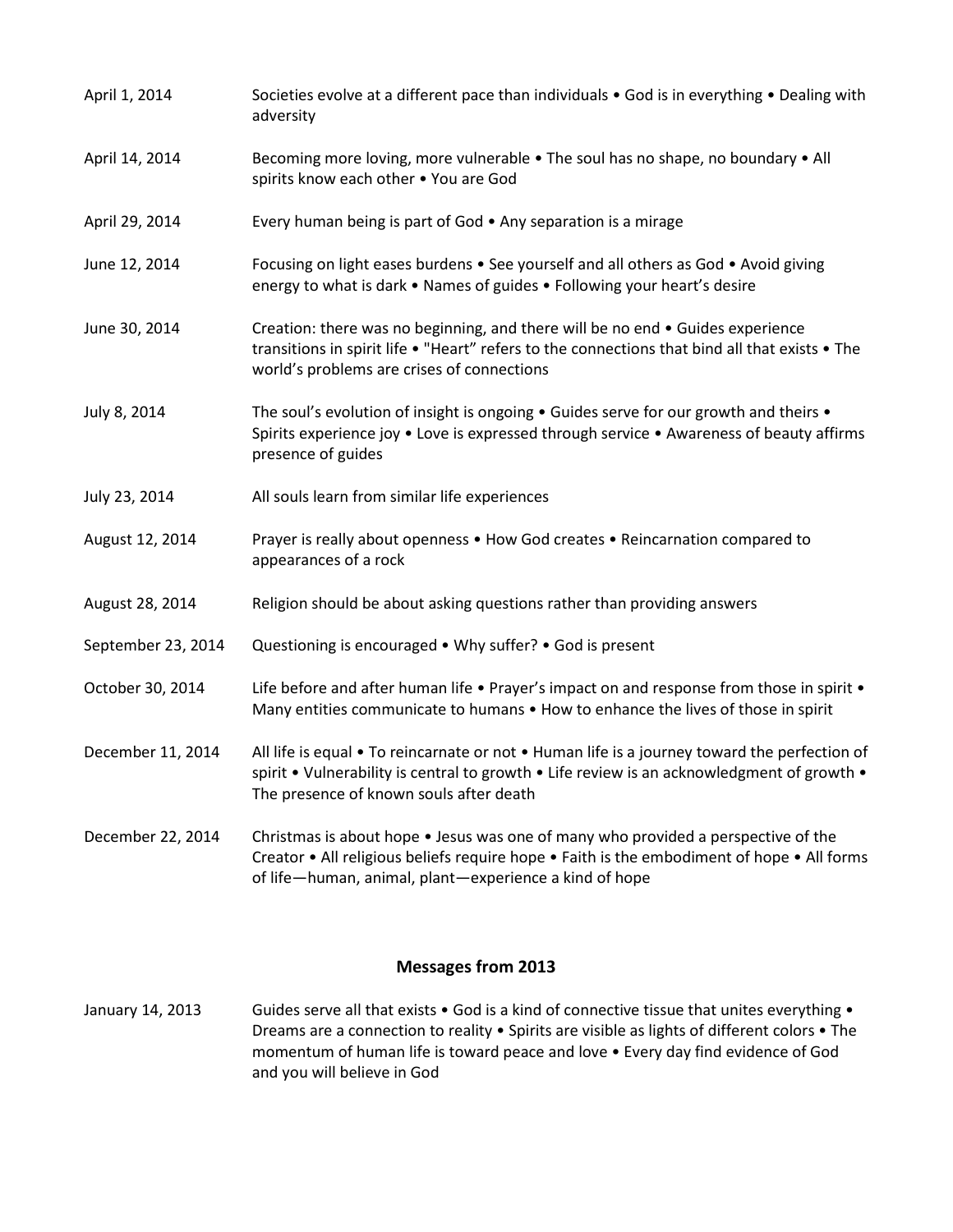| | |
|---|---|
| April 1, 2014 | Societies evolve at a different pace than individuals • God is in everything • Dealing with adversity |
| April 14, 2014 | Becoming more loving, more vulnerable • The soul has no shape, no boundary • All spirits know each other • You are God |
| April 29, 2014 | Every human being is part of God • Any separation is a mirage |
| June 12, 2014 | Focusing on light eases burdens • See yourself and all others as God • Avoid giving energy to what is dark • Names of guides • Following your heart's desire |
| June 30, 2014 | Creation: there was no beginning, and there will be no end • Guides experience transitions in spirit life • "Heart" refers to the connections that bind all that exists • The world's problems are crises of connections |
| July 8, 2014 | The soul's evolution of insight is ongoing • Guides serve for our growth and theirs • Spirits experience joy • Love is expressed through service • Awareness of beauty affirms presence of guides |
| July 23, 2014 | All souls learn from similar life experiences |
| August 12, 2014 | Prayer is really about openness • How God creates • Reincarnation compared to appearances of a rock |
| August 28, 2014 | Religion should be about asking questions rather than providing answers |
| September 23, 2014 | Questioning is encouraged • Why suffer? • God is present |
| October 30, 2014 | Life before and after human life • Prayer's impact on and response from those in spirit • Many entities communicate to humans • How to enhance the lives of those in spirit |
| December 11, 2014 | All life is equal • To reincarnate or not • Human life is a journey toward the perfection of spirit • Vulnerability is central to growth • Life review is an acknowledgment of growth • The presence of known souls after death |
| December 22, 2014 | Christmas is about hope • Jesus was one of many who provided a perspective of the Creator • All religious beliefs require hope • Faith is the embodiment of hope • All forms of life—human, animal, plant—experience a kind of hope |

## Messages from 2013

| | |
|---|---|
| January 14, 2013 | Guides serve all that exists • God is a kind of connective tissue that unites everything • Dreams are a connection to reality • Spirits are visible as lights of different colors • The momentum of human life is toward peace and love • Every day find evidence of God and you will believe in God |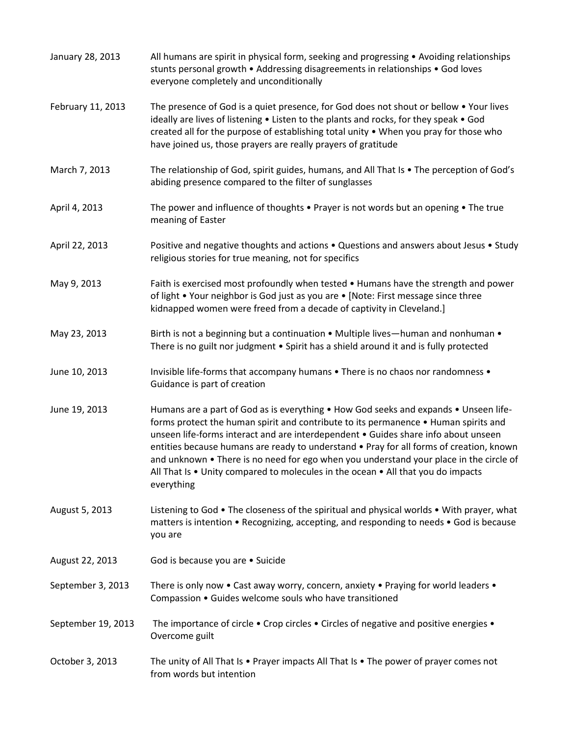| | |
|---|---|
| January 28, 2013 | All humans are spirit in physical form, seeking and progressing • Avoiding relationships stunts personal growth • Addressing disagreements in relationships • God loves everyone completely and unconditionally |
| February 11, 2013 | The presence of God is a quiet presence, for God does not shout or bellow • Your lives ideally are lives of listening • Listen to the plants and rocks, for they speak • God created all for the purpose of establishing total unity • When you pray for those who have joined us, those prayers are really prayers of gratitude |
| March 7, 2013 | The relationship of God, spirit guides, humans, and All That Is • The perception of God's abiding presence compared to the filter of sunglasses |
| April 4, 2013 | The power and influence of thoughts • Prayer is not words but an opening • The true meaning of Easter |
| April 22, 2013 | Positive and negative thoughts and actions • Questions and answers about Jesus • Study religious stories for true meaning, not for specifics |
| May 9, 2013 | Faith is exercised most profoundly when tested • Humans have the strength and power of light • Your neighbor is God just as you are • [Note: First message since three kidnapped women were freed from a decade of captivity in Cleveland.] |
| May 23, 2013 | Birth is not a beginning but a continuation • Multiple lives—human and nonhuman • There is no guilt nor judgment • Spirit has a shield around it and is fully protected |
| June 10, 2013 | Invisible life-forms that accompany humans • There is no chaos nor randomness • Guidance is part of creation |
| June 19, 2013 | Humans are a part of God as is everything • How God seeks and expands • Unseen life-forms protect the human spirit and contribute to its permanence • Human spirits and unseen life-forms interact and are interdependent • Guides share info about unseen entities because humans are ready to understand • Pray for all forms of creation, known and unknown • There is no need for ego when you understand your place in the circle of All That Is • Unity compared to molecules in the ocean • All that you do impacts everything |
| August 5, 2013 | Listening to God • The closeness of the spiritual and physical worlds • With prayer, what matters is intention • Recognizing, accepting, and responding to needs • God is because you are |
| August 22, 2013 | God is because you are • Suicide |
| September 3, 2013 | There is only now • Cast away worry, concern, anxiety • Praying for world leaders • Compassion • Guides welcome souls who have transitioned |
| September 19, 2013 | The importance of circle • Crop circles • Circles of negative and positive energies • Overcome guilt |
| October 3, 2013 | The unity of All That Is • Prayer impacts All That Is • The power of prayer comes not from words but intention |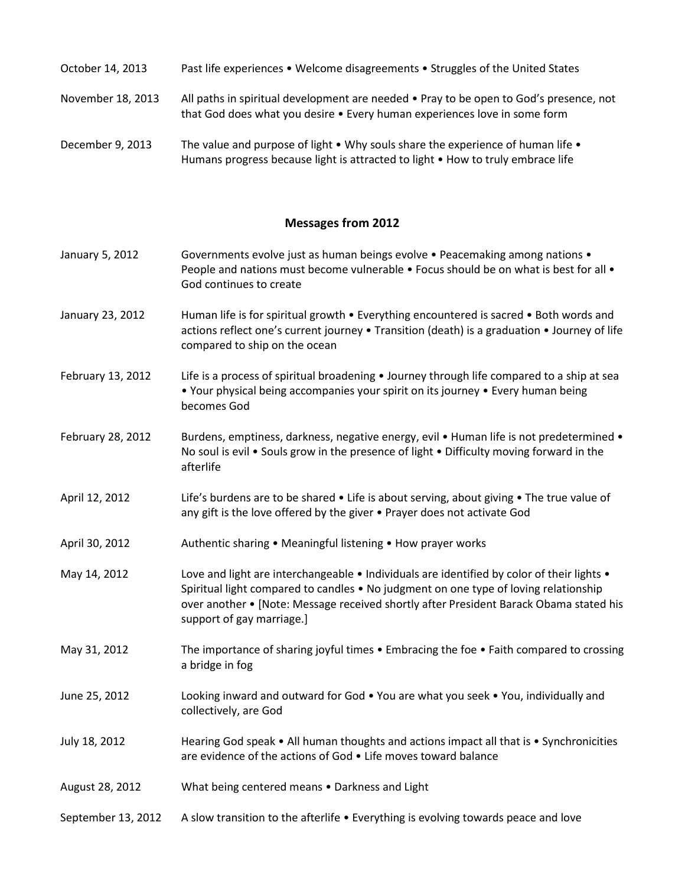| | |
|---|---|
| October 14, 2013 | Past life experiences • Welcome disagreements • Struggles of the United States |
| November 18, 2013 | All paths in spiritual development are needed • Pray to be open to God's presence, not that God does what you desire • Every human experiences love in some form |
| December 9, 2013 | The value and purpose of light • Why souls share the experience of human life • Humans progress because light is attracted to light • How to truly embrace life |

## Messages from 2012

| | |
|---|---|
| January 5, 2012 | Governments evolve just as human beings evolve • Peacemaking among nations • People and nations must become vulnerable • Focus should be on what is best for all • God continues to create |
| January 23, 2012 | Human life is for spiritual growth • Everything encountered is sacred • Both words and actions reflect one's current journey • Transition (death) is a graduation • Journey of life compared to ship on the ocean |
| February 13, 2012 | Life is a process of spiritual broadening • Journey through life compared to a ship at sea • Your physical being accompanies your spirit on its journey • Every human being becomes God |
| February 28, 2012 | Burdens, emptiness, darkness, negative energy, evil • Human life is not predetermined • No soul is evil • Souls grow in the presence of light • Difficulty moving forward in the afterlife |
| April 12, 2012 | Life's burdens are to be shared • Life is about serving, about giving • The true value of any gift is the love offered by the giver • Prayer does not activate God |
| April 30, 2012 | Authentic sharing • Meaningful listening • How prayer works |
| May 14, 2012 | Love and light are interchangeable • Individuals are identified by color of their lights • Spiritual light compared to candles • No judgment on one type of loving relationship over another • [Note: Message received shortly after President Barack Obama stated his support of gay marriage.] |
| May 31, 2012 | The importance of sharing joyful times • Embracing the foe • Faith compared to crossing a bridge in fog |
| June 25, 2012 | Looking inward and outward for God • You are what you seek • You, individually and collectively, are God |
| July 18, 2012 | Hearing God speak • All human thoughts and actions impact all that is • Synchronicities are evidence of the actions of God • Life moves toward balance |
| August 28, 2012 | What being centered means • Darkness and Light |
| September 13, 2012 | A slow transition to the afterlife • Everything is evolving towards peace and love |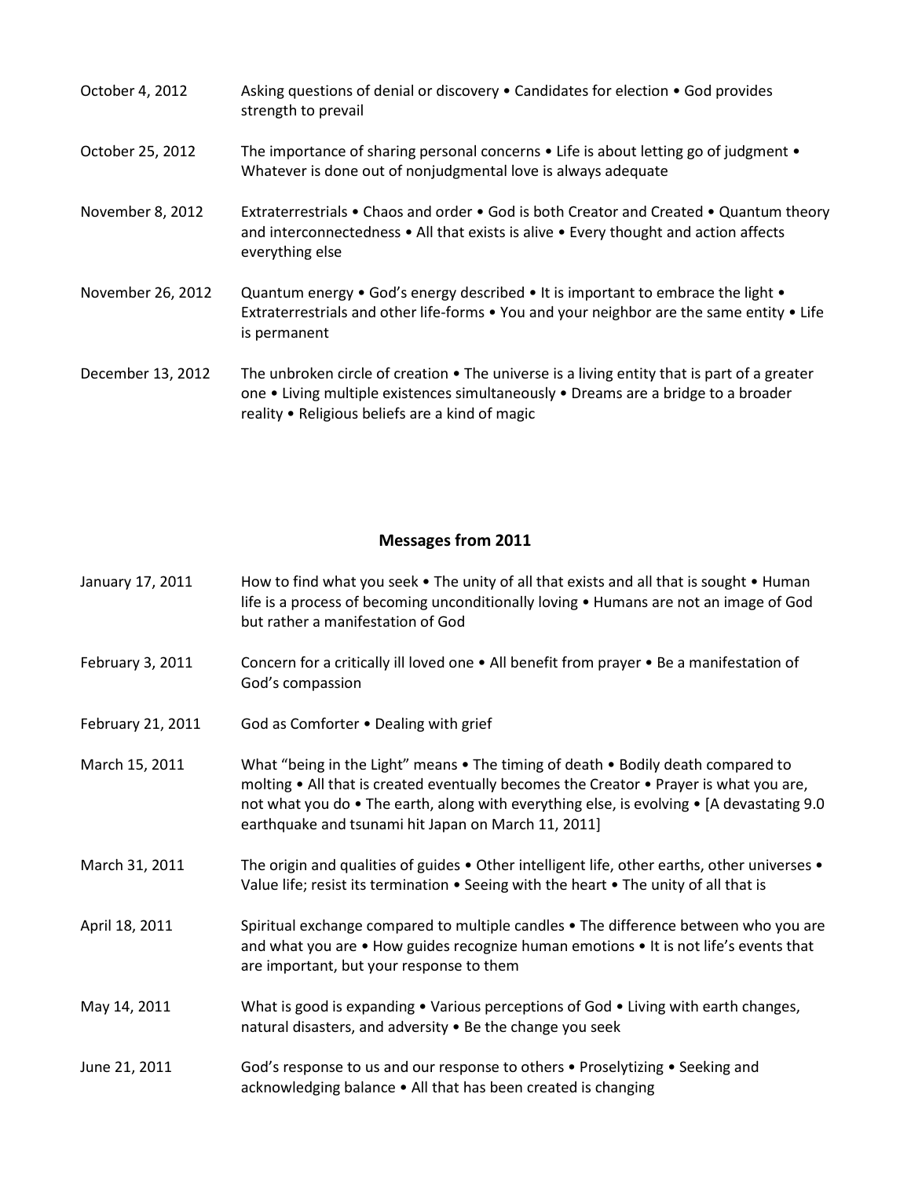| | |
|---|---|
| October 4, 2012 | Asking questions of denial or discovery • Candidates for election • God provides strength to prevail |
| October 25, 2012 | The importance of sharing personal concerns • Life is about letting go of judgment • Whatever is done out of nonjudgmental love is always adequate |
| November 8, 2012 | Extraterrestrials • Chaos and order • God is both Creator and Created • Quantum theory and interconnectedness • All that exists is alive • Every thought and action affects everything else |
| November 26, 2012 | Quantum energy • God's energy described • It is important to embrace the light • Extraterrestrials and other life-forms • You and your neighbor are the same entity • Life is permanent |
| December 13, 2012 | The unbroken circle of creation • The universe is a living entity that is part of a greater one • Living multiple existences simultaneously • Dreams are a bridge to a broader reality • Religious beliefs are a kind of magic |

## Messages from 2011

| | |
|---|---|
| January 17, 2011 | How to find what you seek • The unity of all that exists and all that is sought • Human life is a process of becoming unconditionally loving • Humans are not an image of God but rather a manifestation of God |
| February 3, 2011 | Concern for a critically ill loved one • All benefit from prayer • Be a manifestation of God's compassion |
| February 21, 2011 | God as Comforter • Dealing with grief |
| March 15, 2011 | What "being in the Light" means • The timing of death • Bodily death compared to molting • All that is created eventually becomes the Creator • Prayer is what you are, not what you do • The earth, along with everything else, is evolving • [A devastating 9.0 earthquake and tsunami hit Japan on March 11, 2011] |
| March 31, 2011 | The origin and qualities of guides • Other intelligent life, other earths, other universes • Value life; resist its termination • Seeing with the heart • The unity of all that is |
| April 18, 2011 | Spiritual exchange compared to multiple candles • The difference between who you are and what you are • How guides recognize human emotions • It is not life's events that are important, but your response to them |
| May 14, 2011 | What is good is expanding • Various perceptions of God • Living with earth changes, natural disasters, and adversity • Be the change you seek |
| June 21, 2011 | God's response to us and our response to others • Proselytizing • Seeking and acknowledging balance • All that has been created is changing |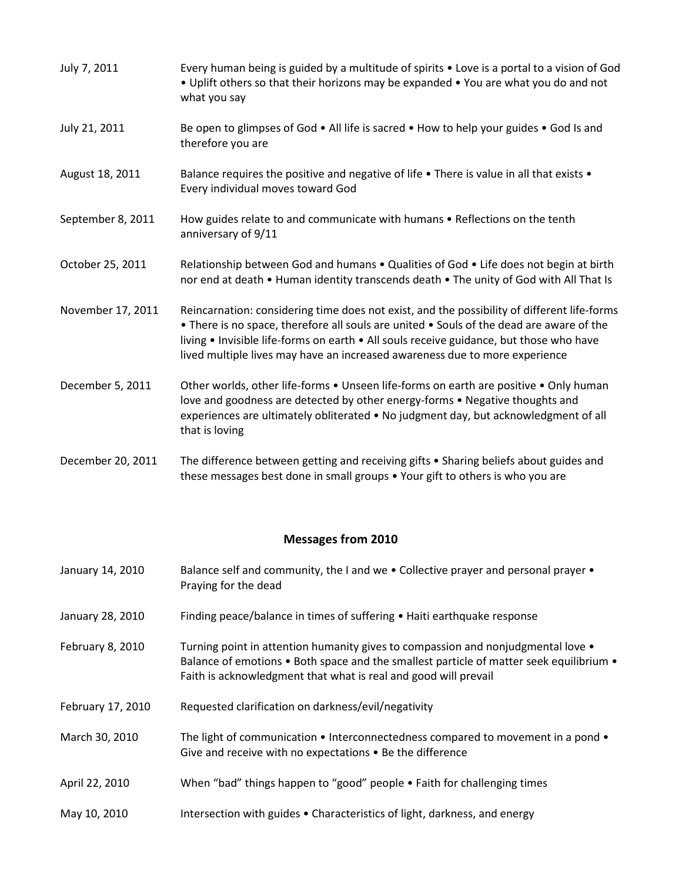| | |
|---|---|
| July 7, 2011 | Every human being is guided by a multitude of spirits • Love is a portal to a vision of God • Uplift others so that their horizons may be expanded • You are what you do and not what you say |
| July 21, 2011 | Be open to glimpses of God • All life is sacred • How to help your guides • God Is and therefore you are |
| August 18, 2011 | Balance requires the positive and negative of life • There is value in all that exists • Every individual moves toward God |
| September 8, 2011 | How guides relate to and communicate with humans • Reflections on the tenth anniversary of 9/11 |
| October 25, 2011 | Relationship between God and humans • Qualities of God • Life does not begin at birth nor end at death • Human identity transcends death • The unity of God with All That Is |
| November 17, 2011 | Reincarnation: considering time does not exist, and the possibility of different life-forms • There is no space, therefore all souls are united • Souls of the dead are aware of the living • Invisible life-forms on earth • All souls receive guidance, but those who have lived multiple lives may have an increased awareness due to more experience |
| December 5, 2011 | Other worlds, other life-forms • Unseen life-forms on earth are positive • Only human love and goodness are detected by other energy-forms • Negative thoughts and experiences are ultimately obliterated • No judgment day, but acknowledgment of all that is loving |
| December 20, 2011 | The difference between getting and receiving gifts • Sharing beliefs about guides and these messages best done in small groups • Your gift to others is who you are |

## Messages from 2010

| | |
|---|---|
| January 14, 2010 | Balance self and community, the I and we • Collective prayer and personal prayer • Praying for the dead |
| January 28, 2010 | Finding peace/balance in times of suffering • Haiti earthquake response |
| February 8, 2010 | Turning point in attention humanity gives to compassion and nonjudgmental love • Balance of emotions • Both space and the smallest particle of matter seek equilibrium • Faith is acknowledgment that what is real and good will prevail |
| February 17, 2010 | Requested clarification on darkness/evil/negativity |
| March 30, 2010 | The light of communication • Interconnectedness compared to movement in a pond • Give and receive with no expectations • Be the difference |
| April 22, 2010 | When "bad" things happen to "good" people • Faith for challenging times |
| May 10, 2010 | Intersection with guides • Characteristics of light, darkness, and energy |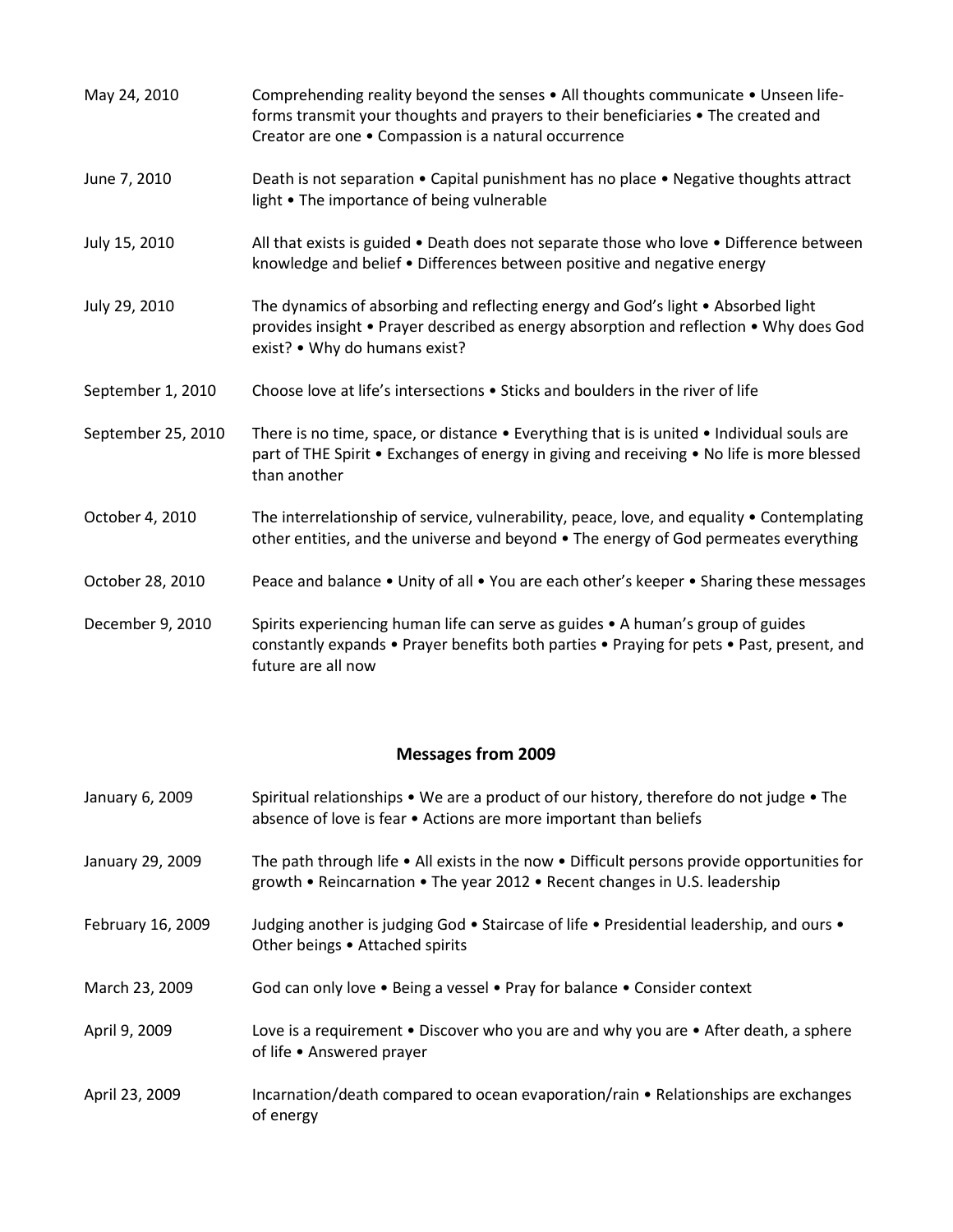| | |
|---|---|
| May 24, 2010 | Comprehending reality beyond the senses • All thoughts communicate • Unseen life-forms transmit your thoughts and prayers to their beneficiaries • The created and Creator are one • Compassion is a natural occurrence |
| June 7, 2010 | Death is not separation • Capital punishment has no place • Negative thoughts attract light • The importance of being vulnerable |
| July 15, 2010 | All that exists is guided • Death does not separate those who love • Difference between knowledge and belief • Differences between positive and negative energy |
| July 29, 2010 | The dynamics of absorbing and reflecting energy and God's light • Absorbed light provides insight • Prayer described as energy absorption and reflection • Why does God exist? • Why do humans exist? |
| September 1, 2010 | Choose love at life's intersections • Sticks and boulders in the river of life |
| September 25, 2010 | There is no time, space, or distance • Everything that is is united • Individual souls are part of THE Spirit • Exchanges of energy in giving and receiving • No life is more blessed than another |
| October 4, 2010 | The interrelationship of service, vulnerability, peace, love, and equality • Contemplating other entities, and the universe and beyond • The energy of God permeates everything |
| October 28, 2010 | Peace and balance • Unity of all • You are each other's keeper • Sharing these messages |
| December 9, 2010 | Spirits experiencing human life can serve as guides • A human's group of guides constantly expands • Prayer benefits both parties • Praying for pets • Past, present, and future are all now |

## Messages from 2009

| | |
|---|---|
| January 6, 2009 | Spiritual relationships • We are a product of our history, therefore do not judge • The absence of love is fear • Actions are more important than beliefs |
| January 29, 2009 | The path through life • All exists in the now • Difficult persons provide opportunities for growth • Reincarnation • The year 2012 • Recent changes in U.S. leadership |
| February 16, 2009 | Judging another is judging God • Staircase of life • Presidential leadership, and ours • Other beings • Attached spirits |
| March 23, 2009 | God can only love • Being a vessel • Pray for balance • Consider context |
| April 9, 2009 | Love is a requirement • Discover who you are and why you are • After death, a sphere of life • Answered prayer |
| April 23, 2009 | Incarnation/death compared to ocean evaporation/rain • Relationships are exchanges of energy |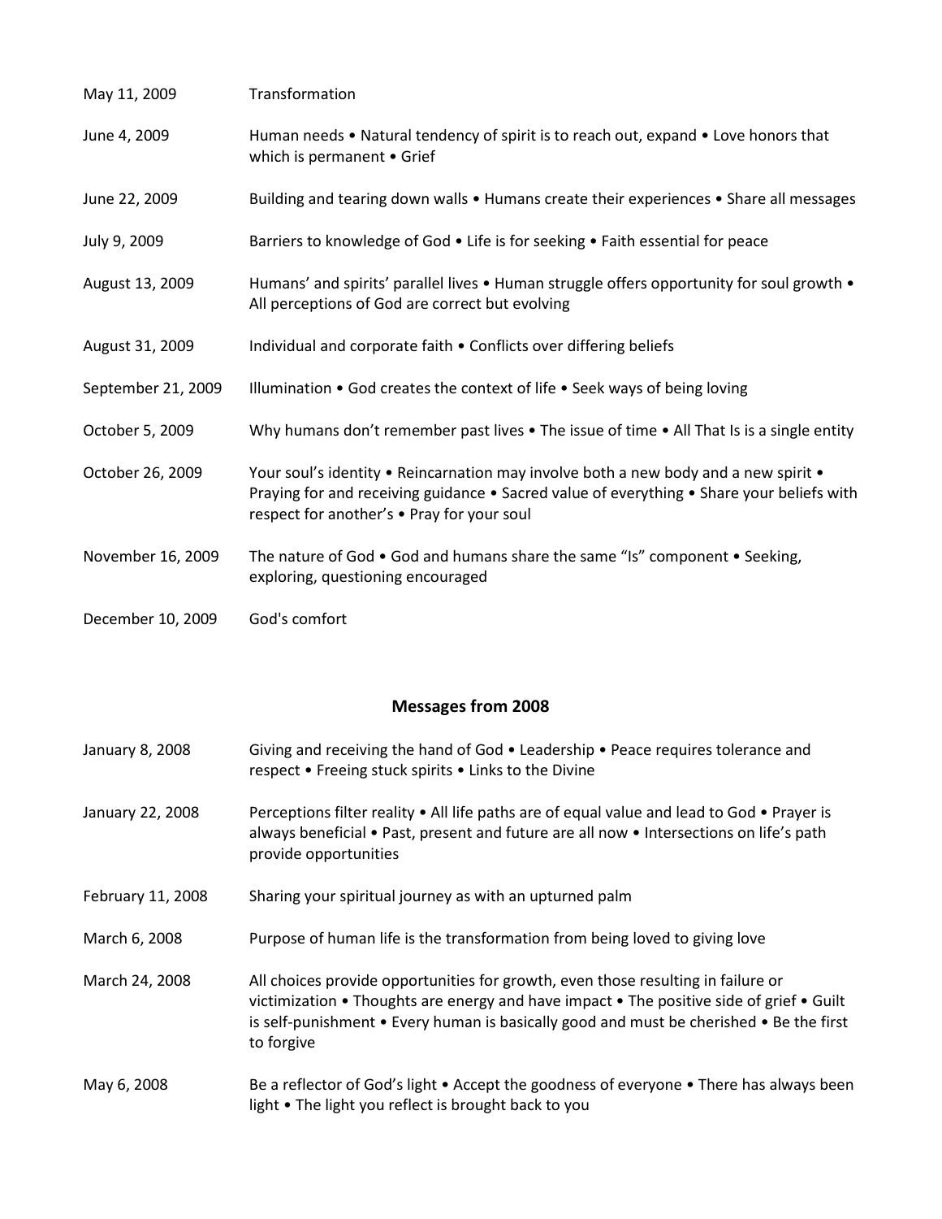| | |
|---|---|
| May 11, 2009 | Transformation |
| June 4, 2009 | Human needs • Natural tendency of spirit is to reach out, expand • Love honors that which is permanent • Grief |
| June 22, 2009 | Building and tearing down walls • Humans create their experiences • Share all messages |
| July 9, 2009 | Barriers to knowledge of God • Life is for seeking • Faith essential for peace |
| August 13, 2009 | Humans' and spirits' parallel lives • Human struggle offers opportunity for soul growth • All perceptions of God are correct but evolving |
| August 31, 2009 | Individual and corporate faith • Conflicts over differing beliefs |
| September 21, 2009 | Illumination • God creates the context of life • Seek ways of being loving |
| October 5, 2009 | Why humans don't remember past lives • The issue of time • All That Is is a single entity |
| October 26, 2009 | Your soul's identity • Reincarnation may involve both a new body and a new spirit • Praying for and receiving guidance • Sacred value of everything • Share your beliefs with respect for another's • Pray for your soul |
| November 16, 2009 | The nature of God • God and humans share the same "Is" component • Seeking, exploring, questioning encouraged |
| December 10, 2009 | God's comfort |

## Messages from 2008

| | |
|---|---|
| January 8, 2008 | Giving and receiving the hand of God • Leadership • Peace requires tolerance and respect • Freeing stuck spirits • Links to the Divine |
| January 22, 2008 | Perceptions filter reality • All life paths are of equal value and lead to God • Prayer is always beneficial • Past, present and future are all now • Intersections on life's path provide opportunities |
| February 11, 2008 | Sharing your spiritual journey as with an upturned palm |
| March 6, 2008 | Purpose of human life is the transformation from being loved to giving love |
| March 24, 2008 | All choices provide opportunities for growth, even those resulting in failure or victimization • Thoughts are energy and have impact • The positive side of grief • Guilt is self-punishment • Every human is basically good and must be cherished • Be the first to forgive |
| May 6, 2008 | Be a reflector of God's light • Accept the goodness of everyone • There has always been light • The light you reflect is brought back to you |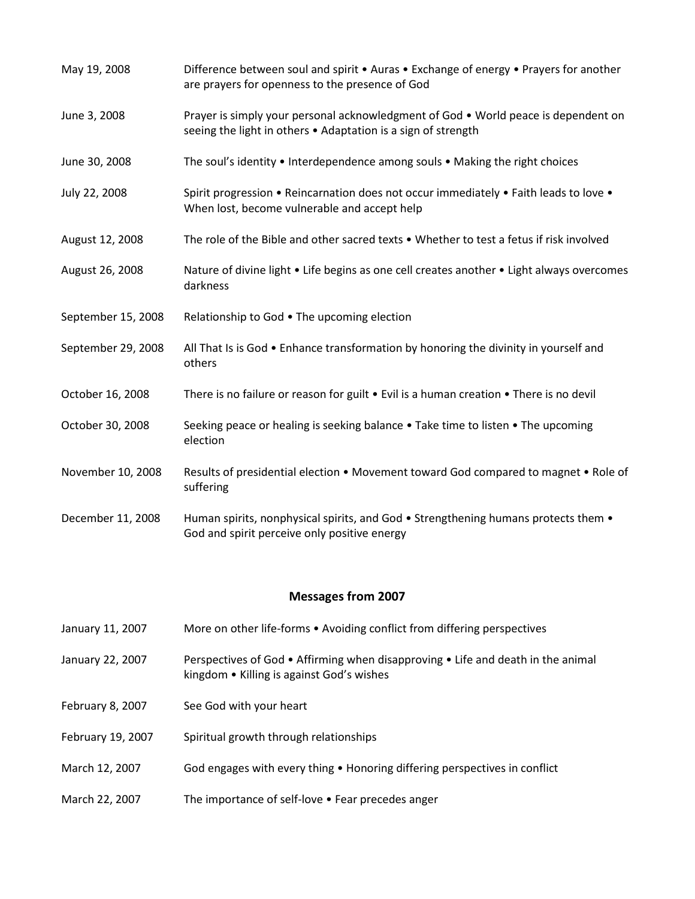| | |
|---|---|
| May 19, 2008 | Difference between soul and spirit • Auras • Exchange of energy • Prayers for another are prayers for openness to the presence of God |
| June 3, 2008 | Prayer is simply your personal acknowledgment of God • World peace is dependent on seeing the light in others • Adaptation is a sign of strength |
| June 30, 2008 | The soul's identity • Interdependence among souls • Making the right choices |
| July 22, 2008 | Spirit progression • Reincarnation does not occur immediately • Faith leads to love • When lost, become vulnerable and accept help |
| August 12, 2008 | The role of the Bible and other sacred texts • Whether to test a fetus if risk involved |
| August 26, 2008 | Nature of divine light • Life begins as one cell creates another • Light always overcomes darkness |
| September 15, 2008 | Relationship to God • The upcoming election |
| September 29, 2008 | All That Is is God • Enhance transformation by honoring the divinity in yourself and others |
| October 16, 2008 | There is no failure or reason for guilt • Evil is a human creation • There is no devil |
| October 30, 2008 | Seeking peace or healing is seeking balance • Take time to listen • The upcoming election |
| November 10, 2008 | Results of presidential election • Movement toward God compared to magnet • Role of suffering |
| December 11, 2008 | Human spirits, nonphysical spirits, and God • Strengthening humans protects them • God and spirit perceive only positive energy |

## Messages from 2007

| | |
|---|---|
| January 11, 2007 | More on other life-forms • Avoiding conflict from differing perspectives |
| January 22, 2007 | Perspectives of God • Affirming when disapproving • Life and death in the animal kingdom • Killing is against God's wishes |
| February 8, 2007 | See God with your heart |
| February 19, 2007 | Spiritual growth through relationships |
| March 12, 2007 | God engages with every thing • Honoring differing perspectives in conflict |
| March 22, 2007 | The importance of self-love • Fear precedes anger |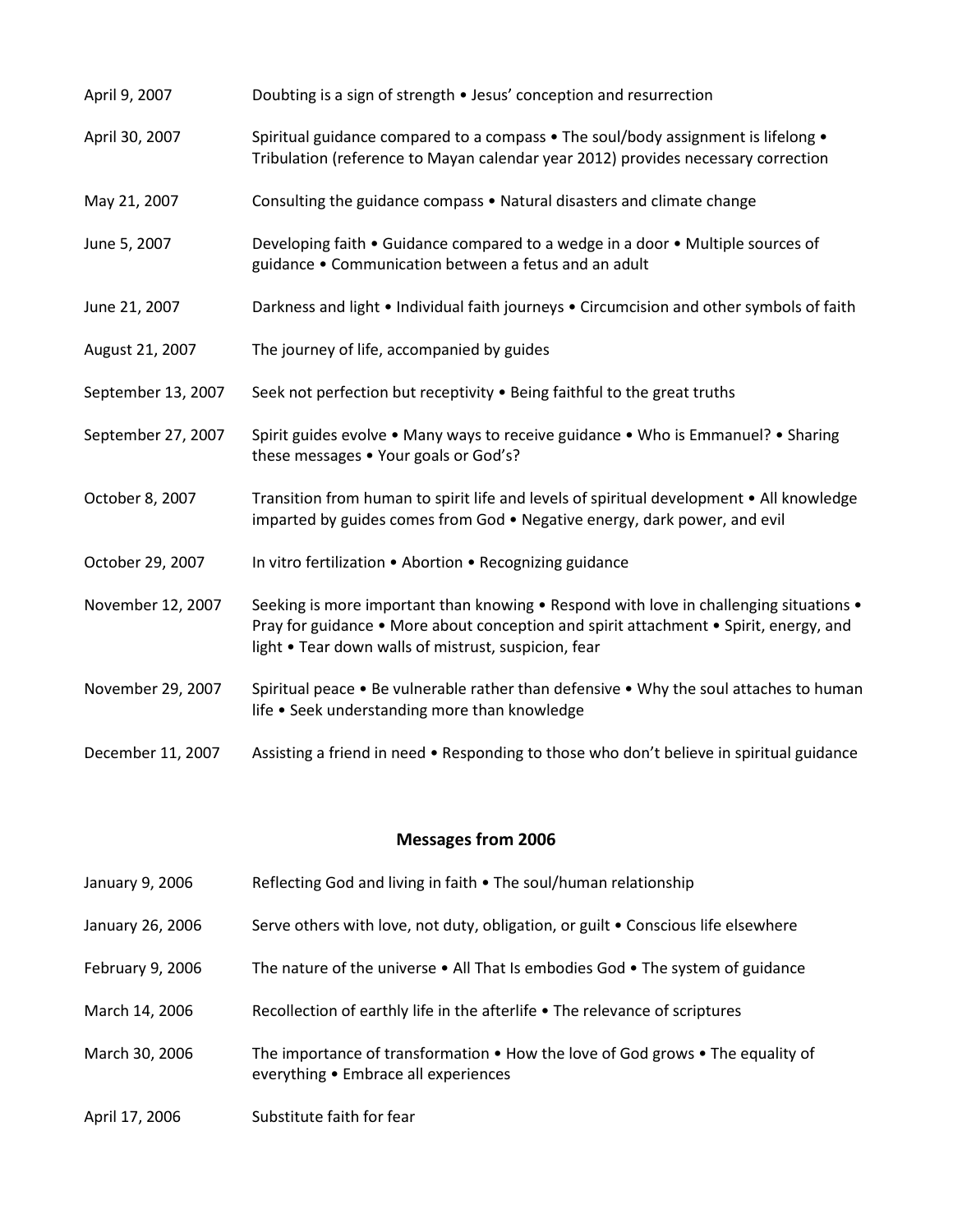| | |
|---|---|
| April 9, 2007 | Doubting is a sign of strength • Jesus' conception and resurrection |
| April 30, 2007 | Spiritual guidance compared to a compass • The soul/body assignment is lifelong • Tribulation (reference to Mayan calendar year 2012) provides necessary correction |
| May 21, 2007 | Consulting the guidance compass • Natural disasters and climate change |
| June 5, 2007 | Developing faith • Guidance compared to a wedge in a door • Multiple sources of guidance • Communication between a fetus and an adult |
| June 21, 2007 | Darkness and light • Individual faith journeys • Circumcision and other symbols of faith |
| August 21, 2007 | The journey of life, accompanied by guides |
| September 13, 2007 | Seek not perfection but receptivity • Being faithful to the great truths |
| September 27, 2007 | Spirit guides evolve • Many ways to receive guidance • Who is Emmanuel? • Sharing these messages • Your goals or God's? |
| October 8, 2007 | Transition from human to spirit life and levels of spiritual development • All knowledge imparted by guides comes from God • Negative energy, dark power, and evil |
| October 29, 2007 | In vitro fertilization • Abortion • Recognizing guidance |
| November 12, 2007 | Seeking is more important than knowing • Respond with love in challenging situations • Pray for guidance • More about conception and spirit attachment • Spirit, energy, and light • Tear down walls of mistrust, suspicion, fear |
| November 29, 2007 | Spiritual peace • Be vulnerable rather than defensive • Why the soul attaches to human life • Seek understanding more than knowledge |
| December 11, 2007 | Assisting a friend in need • Responding to those who don't believe in spiritual guidance |

## Messages from 2006

| | |
|---|---|
| January 9, 2006 | Reflecting God and living in faith • The soul/human relationship |
| January 26, 2006 | Serve others with love, not duty, obligation, or guilt • Conscious life elsewhere |
| February 9, 2006 | The nature of the universe • All That Is embodies God • The system of guidance |
| March 14, 2006 | Recollection of earthly life in the afterlife • The relevance of scriptures |
| March 30, 2006 | The importance of transformation • How the love of God grows • The equality of everything • Embrace all experiences |
| April 17, 2006 | Substitute faith for fear |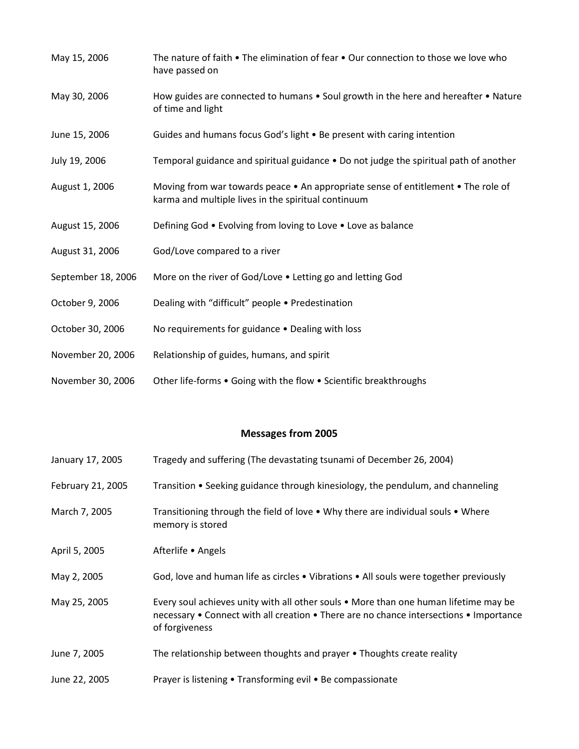| | |
|---|---|
| May 15, 2006 | The nature of faith • The elimination of fear • Our connection to those we love who have passed on |
| May 30, 2006 | How guides are connected to humans • Soul growth in the here and hereafter • Nature of time and light |
| June 15, 2006 | Guides and humans focus God's light • Be present with caring intention |
| July 19, 2006 | Temporal guidance and spiritual guidance • Do not judge the spiritual path of another |
| August 1, 2006 | Moving from war towards peace • An appropriate sense of entitlement • The role of karma and multiple lives in the spiritual continuum |
| August 15, 2006 | Defining God • Evolving from loving to Love • Love as balance |
| August 31, 2006 | God/Love compared to a river |
| September 18, 2006 | More on the river of God/Love • Letting go and letting God |
| October 9, 2006 | Dealing with "difficult" people • Predestination |
| October 30, 2006 | No requirements for guidance • Dealing with loss |
| November 20, 2006 | Relationship of guides, humans, and spirit |
| November 30, 2006 | Other life-forms • Going with the flow • Scientific breakthroughs |

## Messages from 2005

| | |
|---|---|
| January 17, 2005 | Tragedy and suffering (The devastating tsunami of December 26, 2004) |
| February 21, 2005 | Transition • Seeking guidance through kinesiology, the pendulum, and channeling |
| March 7, 2005 | Transitioning through the field of love • Why there are individual souls • Where memory is stored |
| April 5, 2005 | Afterlife • Angels |
| May 2, 2005 | God, love and human life as circles • Vibrations • All souls were together previously |
| May 25, 2005 | Every soul achieves unity with all other souls • More than one human lifetime may be necessary • Connect with all creation • There are no chance intersections • Importance of forgiveness |
| June 7, 2005 | The relationship between thoughts and prayer • Thoughts create reality |
| June 22, 2005 | Prayer is listening • Transforming evil • Be compassionate |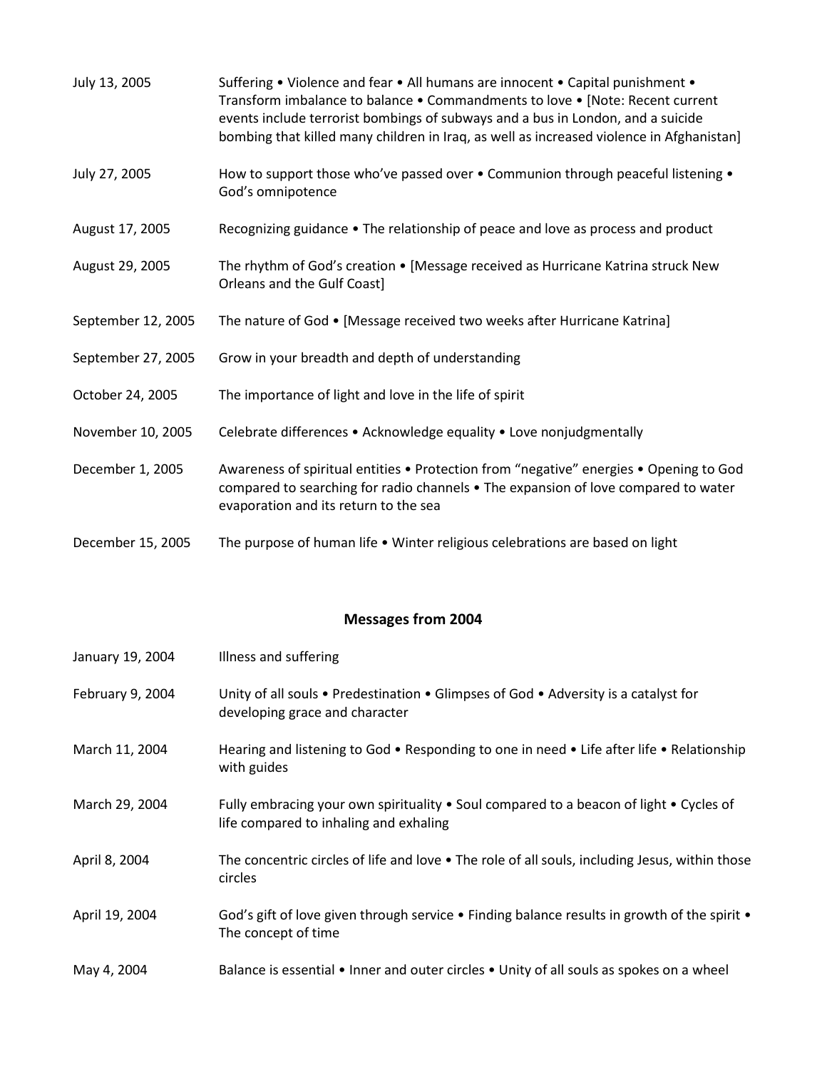| | |
|---|---|
| July 13, 2005 | Suffering • Violence and fear • All humans are innocent • Capital punishment • Transform imbalance to balance • Commandments to love • [Note: Recent current events include terrorist bombings of subways and a bus in London, and a suicide bombing that killed many children in Iraq, as well as increased violence in Afghanistan] |
| July 27, 2005 | How to support those who've passed over • Communion through peaceful listening • God's omnipotence |
| August 17, 2005 | Recognizing guidance • The relationship of peace and love as process and product |
| August 29, 2005 | The rhythm of God's creation • [Message received as Hurricane Katrina struck New Orleans and the Gulf Coast] |
| September 12, 2005 | The nature of God • [Message received two weeks after Hurricane Katrina] |
| September 27, 2005 | Grow in your breadth and depth of understanding |
| October 24, 2005 | The importance of light and love in the life of spirit |
| November 10, 2005 | Celebrate differences • Acknowledge equality • Love nonjudgmentally |
| December 1, 2005 | Awareness of spiritual entities • Protection from "negative" energies • Opening to God compared to searching for radio channels • The expansion of love compared to water evaporation and its return to the sea |
| December 15, 2005 | The purpose of human life • Winter religious celebrations are based on light |

## Messages from 2004

| | |
|---|---|
| January 19, 2004 | Illness and suffering |
| February 9, 2004 | Unity of all souls • Predestination • Glimpses of God • Adversity is a catalyst for developing grace and character |
| March 11, 2004 | Hearing and listening to God • Responding to one in need • Life after life • Relationship with guides |
| March 29, 2004 | Fully embracing your own spirituality • Soul compared to a beacon of light • Cycles of life compared to inhaling and exhaling |
| April 8, 2004 | The concentric circles of life and love • The role of all souls, including Jesus, within those circles |
| April 19, 2004 | God's gift of love given through service • Finding balance results in growth of the spirit • The concept of time |
| May 4, 2004 | Balance is essential • Inner and outer circles • Unity of all souls as spokes on a wheel |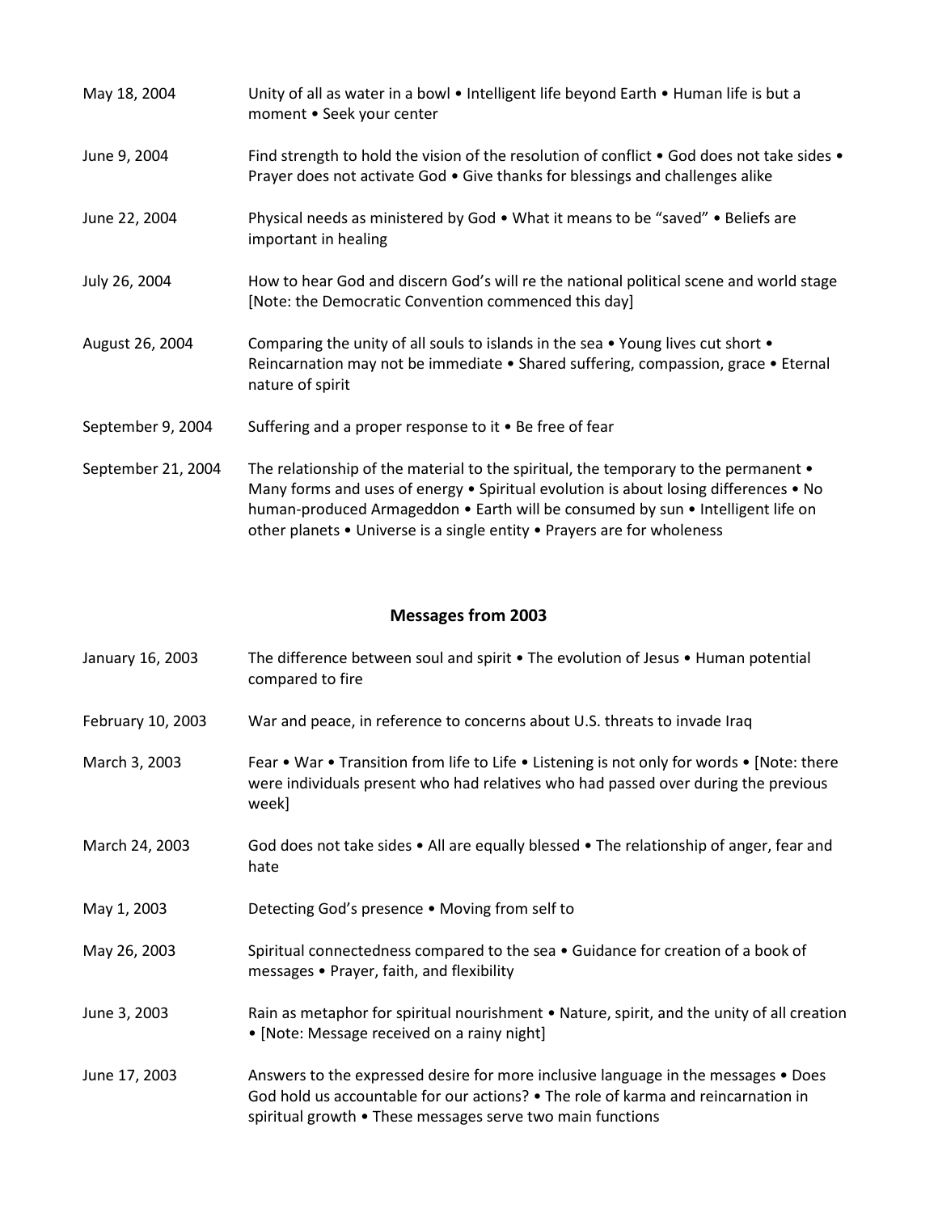| | |
|---|---|
| May 18, 2004 | Unity of all as water in a bowl • Intelligent life beyond Earth • Human life is but a moment • Seek your center |
| June 9, 2004 | Find strength to hold the vision of the resolution of conflict • God does not take sides • Prayer does not activate God • Give thanks for blessings and challenges alike |
| June 22, 2004 | Physical needs as ministered by God • What it means to be "saved" • Beliefs are important in healing |
| July 26, 2004 | How to hear God and discern God's will re the national political scene and world stage [Note: the Democratic Convention commenced this day] |
| August 26, 2004 | Comparing the unity of all souls to islands in the sea • Young lives cut short • Reincarnation may not be immediate • Shared suffering, compassion, grace • Eternal nature of spirit |
| September 9, 2004 | Suffering and a proper response to it • Be free of fear |
| September 21, 2004 | The relationship of the material to the spiritual, the temporary to the permanent • Many forms and uses of energy • Spiritual evolution is about losing differences • No human-produced Armageddon • Earth will be consumed by sun • Intelligent life on other planets • Universe is a single entity • Prayers are for wholeness |

## Messages from 2003

| | |
|---|---|
| January 16, 2003 | The difference between soul and spirit • The evolution of Jesus • Human potential compared to fire |
| February 10, 2003 | War and peace, in reference to concerns about U.S. threats to invade Iraq |
| March 3, 2003 | Fear • War • Transition from life to Life • Listening is not only for words • [Note: there were individuals present who had relatives who had passed over during the previous week] |
| March 24, 2003 | God does not take sides • All are equally blessed • The relationship of anger, fear and hate |
| May 1, 2003 | Detecting God's presence • Moving from self to |
| May 26, 2003 | Spiritual connectedness compared to the sea • Guidance for creation of a book of messages • Prayer, faith, and flexibility |
| June 3, 2003 | Rain as metaphor for spiritual nourishment • Nature, spirit, and the unity of all creation • [Note: Message received on a rainy night] |
| June 17, 2003 | Answers to the expressed desire for more inclusive language in the messages • Does God hold us accountable for our actions? • The role of karma and reincarnation in spiritual growth • These messages serve two main functions |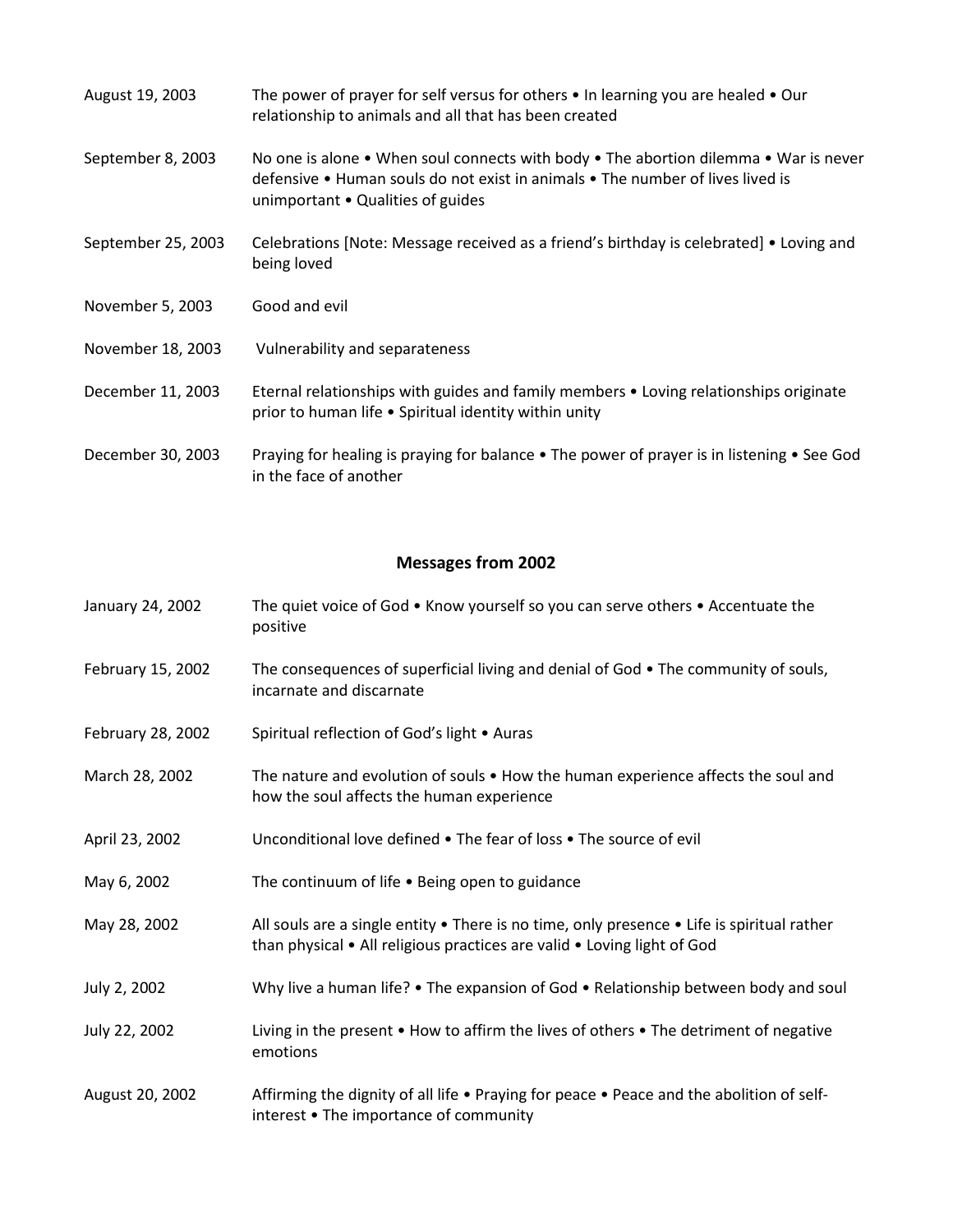| | |
|---|---|
| August 19, 2003 | The power of prayer for self versus for others • In learning you are healed • Our relationship to animals and all that has been created |
| September 8, 2003 | No one is alone • When soul connects with body • The abortion dilemma • War is never defensive • Human souls do not exist in animals • The number of lives lived is unimportant • Qualities of guides |
| September 25, 2003 | Celebrations [Note: Message received as a friend's birthday is celebrated] • Loving and being loved |
| November 5, 2003 | Good and evil |
| November 18, 2003 | Vulnerability and separateness |
| December 11, 2003 | Eternal relationships with guides and family members • Loving relationships originate prior to human life • Spiritual identity within unity |
| December 30, 2003 | Praying for healing is praying for balance • The power of prayer is in listening • See God in the face of another |

## Messages from 2002

| | |
|---|---|
| January 24, 2002 | The quiet voice of God • Know yourself so you can serve others • Accentuate the positive |
| February 15, 2002 | The consequences of superficial living and denial of God • The community of souls, incarnate and discarnate |
| February 28, 2002 | Spiritual reflection of God's light • Auras |
| March 28, 2002 | The nature and evolution of souls • How the human experience affects the soul and how the soul affects the human experience |
| April 23, 2002 | Unconditional love defined • The fear of loss • The source of evil |
| May 6, 2002 | The continuum of life • Being open to guidance |
| May 28, 2002 | All souls are a single entity • There is no time, only presence • Life is spiritual rather than physical • All religious practices are valid • Loving light of God |
| July 2, 2002 | Why live a human life? • The expansion of God • Relationship between body and soul |
| July 22, 2002 | Living in the present • How to affirm the lives of others • The detriment of negative emotions |
| August 20, 2002 | Affirming the dignity of all life • Praying for peace • Peace and the abolition of self-interest • The importance of community |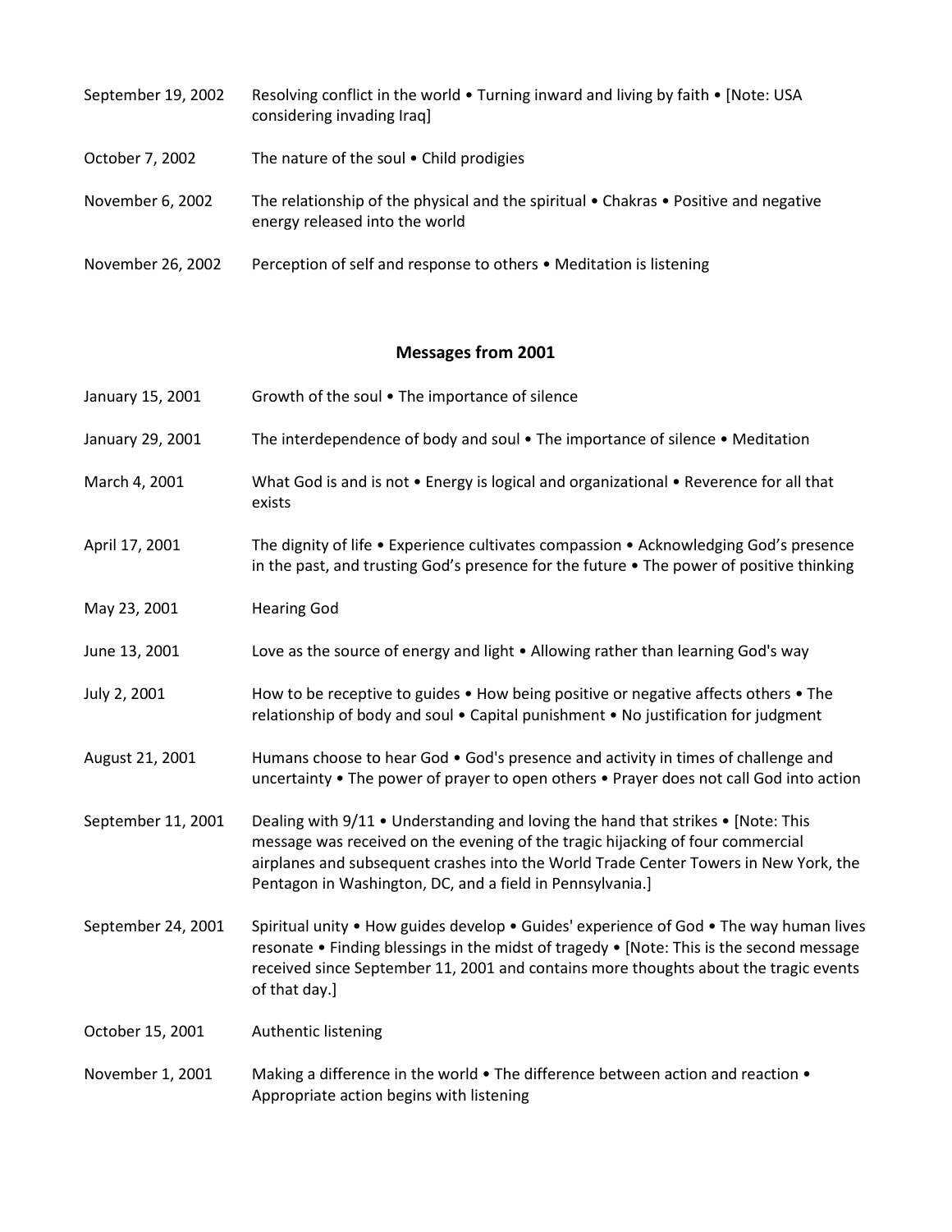| | |
|---|---|
| September 19, 2002 | Resolving conflict in the world • Turning inward and living by faith • [Note: USA considering invading Iraq] |
| October 7, 2002 | The nature of the soul • Child prodigies |
| November 6, 2002 | The relationship of the physical and the spiritual • Chakras • Positive and negative energy released into the world |
| November 26, 2002 | Perception of self and response to others • Meditation is listening |

## Messages from 2001

| | |
|---|---|
| January 15, 2001 | Growth of the soul • The importance of silence |
| January 29, 2001 | The interdependence of body and soul • The importance of silence • Meditation |
| March 4, 2001 | What God is and is not • Energy is logical and organizational • Reverence for all that exists |
| April 17, 2001 | The dignity of life • Experience cultivates compassion • Acknowledging God's presence in the past, and trusting God's presence for the future • The power of positive thinking |
| May 23, 2001 | Hearing God |
| June 13, 2001 | Love as the source of energy and light • Allowing rather than learning God's way |
| July 2, 2001 | How to be receptive to guides • How being positive or negative affects others • The relationship of body and soul • Capital punishment • No justification for judgment |
| August 21, 2001 | Humans choose to hear God • God's presence and activity in times of challenge and uncertainty • The power of prayer to open others • Prayer does not call God into action |
| September 11, 2001 | Dealing with 9/11 • Understanding and loving the hand that strikes • [Note: This message was received on the evening of the tragic hijacking of four commercial airplanes and subsequent crashes into the World Trade Center Towers in New York, the Pentagon in Washington, DC, and a field in Pennsylvania.] |
| September 24, 2001 | Spiritual unity • How guides develop • Guides' experience of God • The way human lives resonate • Finding blessings in the midst of tragedy • [Note: This is the second message received since September 11, 2001 and contains more thoughts about the tragic events of that day.] |
| October 15, 2001 | Authentic listening |
| November 1, 2001 | Making a difference in the world • The difference between action and reaction • Appropriate action begins with listening |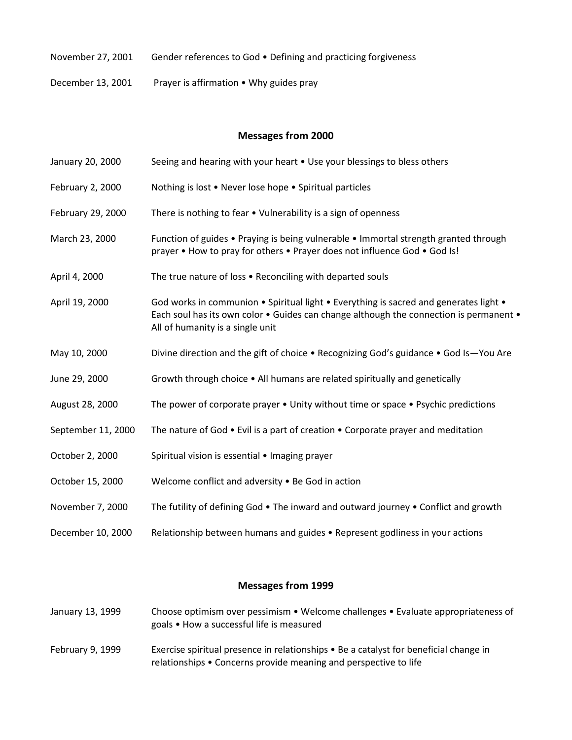| | |
|---|---|
| November 27, 2001 | Gender references to God • Defining and practicing forgiveness |
| December 13, 2001 | Prayer is affirmation • Why guides pray |

## Messages from 2000

| | |
|---|---|
| January 20, 2000 | Seeing and hearing with your heart • Use your blessings to bless others |
| February 2, 2000 | Nothing is lost • Never lose hope • Spiritual particles |
| February 29, 2000 | There is nothing to fear • Vulnerability is a sign of openness |
| March 23, 2000 | Function of guides • Praying is being vulnerable • Immortal strength granted through prayer • How to pray for others • Prayer does not influence God • God Is! |
| April 4, 2000 | The true nature of loss • Reconciling with departed souls |
| April 19, 2000 | God works in communion • Spiritual light • Everything is sacred and generates light • Each soul has its own color • Guides can change although the connection is permanent • All of humanity is a single unit |
| May 10, 2000 | Divine direction and the gift of choice • Recognizing God's guidance • God Is—You Are |
| June 29, 2000 | Growth through choice • All humans are related spiritually and genetically |
| August 28, 2000 | The power of corporate prayer • Unity without time or space • Psychic predictions |
| September 11, 2000 | The nature of God • Evil is a part of creation • Corporate prayer and meditation |
| October 2, 2000 | Spiritual vision is essential • Imaging prayer |
| October 15, 2000 | Welcome conflict and adversity • Be God in action |
| November 7, 2000 | The futility of defining God • The inward and outward journey • Conflict and growth |
| December 10, 2000 | Relationship between humans and guides • Represent godliness in your actions |

## Messages from 1999

| | |
|---|---|
| January 13, 1999 | Choose optimism over pessimism • Welcome challenges • Evaluate appropriateness of goals • How a successful life is measured |
| February 9, 1999 | Exercise spiritual presence in relationships • Be a catalyst for beneficial change in relationships • Concerns provide meaning and perspective to life |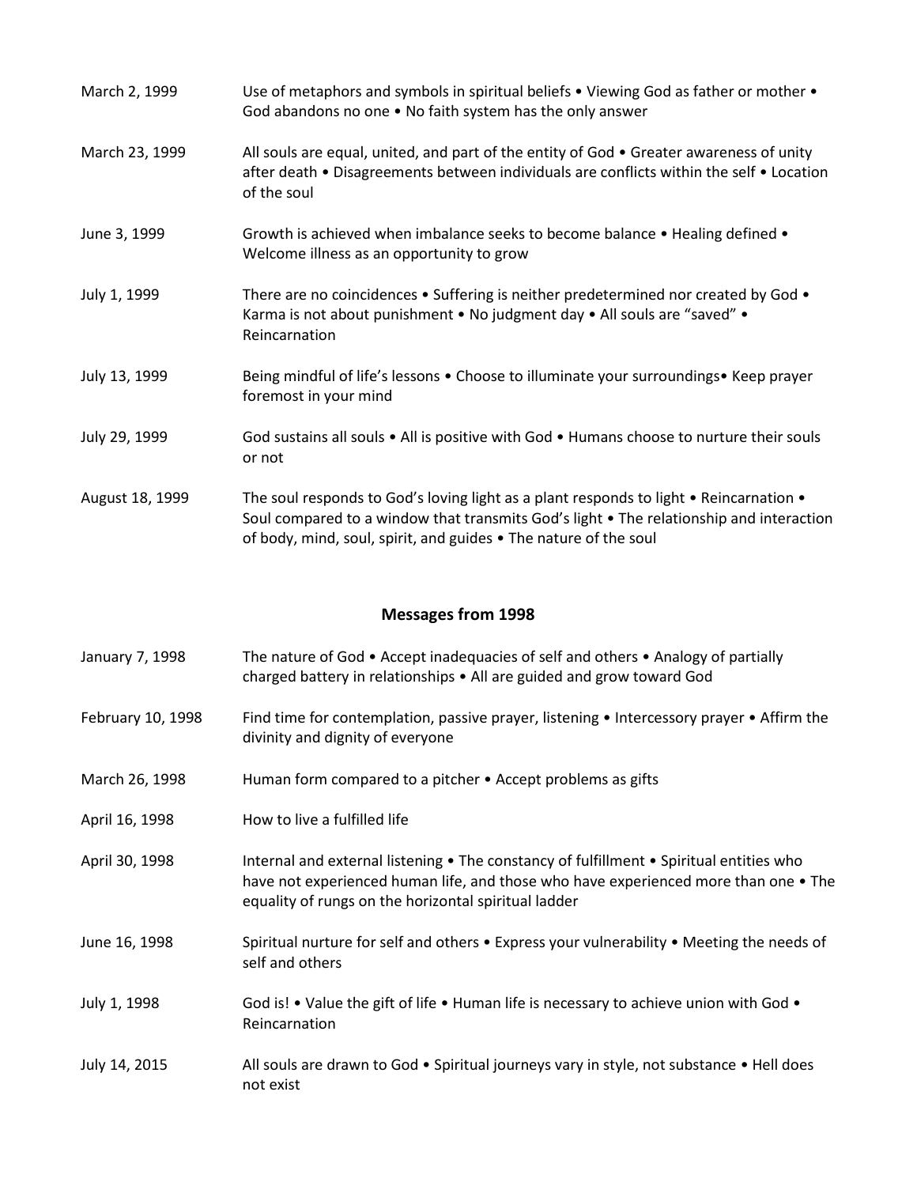| | |
|---|---|
| March 2, 1999 | Use of metaphors and symbols in spiritual beliefs • Viewing God as father or mother • God abandons no one • No faith system has the only answer |
| March 23, 1999 | All souls are equal, united, and part of the entity of God • Greater awareness of unity after death • Disagreements between individuals are conflicts within the self • Location of the soul |
| June 3, 1999 | Growth is achieved when imbalance seeks to become balance • Healing defined • Welcome illness as an opportunity to grow |
| July 1, 1999 | There are no coincidences • Suffering is neither predetermined nor created by God • Karma is not about punishment • No judgment day • All souls are "saved" • Reincarnation |
| July 13, 1999 | Being mindful of life's lessons • Choose to illuminate your surroundings• Keep prayer foremost in your mind |
| July 29, 1999 | God sustains all souls • All is positive with God • Humans choose to nurture their souls or not |
| August 18, 1999 | The soul responds to God's loving light as a plant responds to light • Reincarnation • Soul compared to a window that transmits God's light • The relationship and interaction of body, mind, soul, spirit, and guides • The nature of the soul |

## Messages from 1998

| | |
|---|---|
| January 7, 1998 | The nature of God • Accept inadequacies of self and others • Analogy of partially charged battery in relationships • All are guided and grow toward God |
| February 10, 1998 | Find time for contemplation, passive prayer, listening • Intercessory prayer • Affirm the divinity and dignity of everyone |
| March 26, 1998 | Human form compared to a pitcher • Accept problems as gifts |
| April 16, 1998 | How to live a fulfilled life |
| April 30, 1998 | Internal and external listening • The constancy of fulfillment • Spiritual entities who have not experienced human life, and those who have experienced more than one • The equality of rungs on the horizontal spiritual ladder |
| June 16, 1998 | Spiritual nurture for self and others • Express your vulnerability • Meeting the needs of self and others |
| July 1, 1998 | God is! • Value the gift of life • Human life is necessary to achieve union with God • Reincarnation |
| July 14, 2015 | All souls are drawn to God • Spiritual journeys vary in style, not substance • Hell does not exist |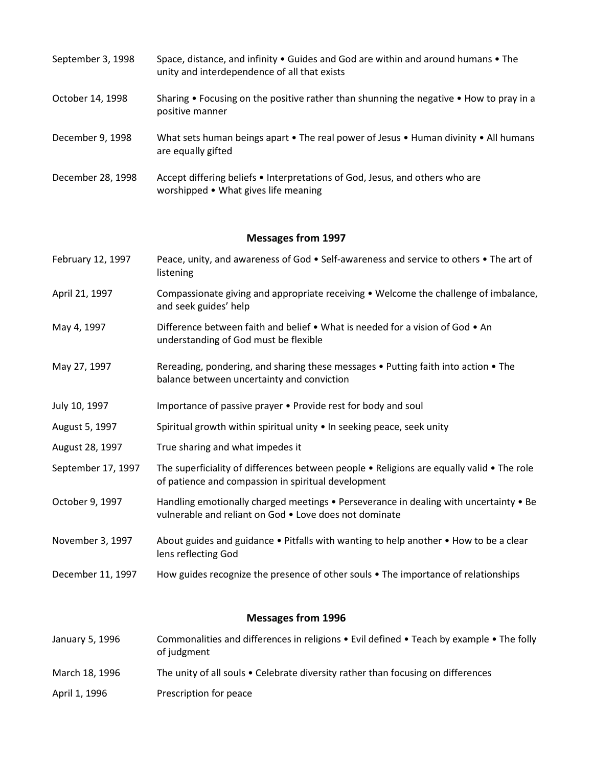| | |
|---|---|
| September 3, 1998 | Space, distance, and infinity • Guides and God are within and around humans • The unity and interdependence of all that exists |
| October 14, 1998 | Sharing • Focusing on the positive rather than shunning the negative • How to pray in a positive manner |
| December 9, 1998 | What sets human beings apart • The real power of Jesus • Human divinity • All humans are equally gifted |
| December 28, 1998 | Accept differing beliefs • Interpretations of God, Jesus, and others who are worshipped • What gives life meaning |

## Messages from 1997

| | |
|---|---|
| February 12, 1997 | Peace, unity, and awareness of God • Self-awareness and service to others • The art of listening |
| April 21, 1997 | Compassionate giving and appropriate receiving • Welcome the challenge of imbalance, and seek guides' help |
| May 4, 1997 | Difference between faith and belief • What is needed for a vision of God • An understanding of God must be flexible |
| May 27, 1997 | Rereading, pondering, and sharing these messages • Putting faith into action • The balance between uncertainty and conviction |
| July 10, 1997 | Importance of passive prayer • Provide rest for body and soul |
| August 5, 1997 | Spiritual growth within spiritual unity • In seeking peace, seek unity |
| August 28, 1997 | True sharing and what impedes it |
| September 17, 1997 | The superficiality of differences between people • Religions are equally valid • The role of patience and compassion in spiritual development |
| October 9, 1997 | Handling emotionally charged meetings • Perseverance in dealing with uncertainty • Be vulnerable and reliant on God • Love does not dominate |
| November 3, 1997 | About guides and guidance • Pitfalls with wanting to help another • How to be a clear lens reflecting God |
| December 11, 1997 | How guides recognize the presence of other souls • The importance of relationships |

## Messages from 1996

| | |
|---|---|
| January 5, 1996 | Commonalities and differences in religions • Evil defined • Teach by example • The folly of judgment |
| March 18, 1996 | The unity of all souls • Celebrate diversity rather than focusing on differences |
| April 1, 1996 | Prescription for peace |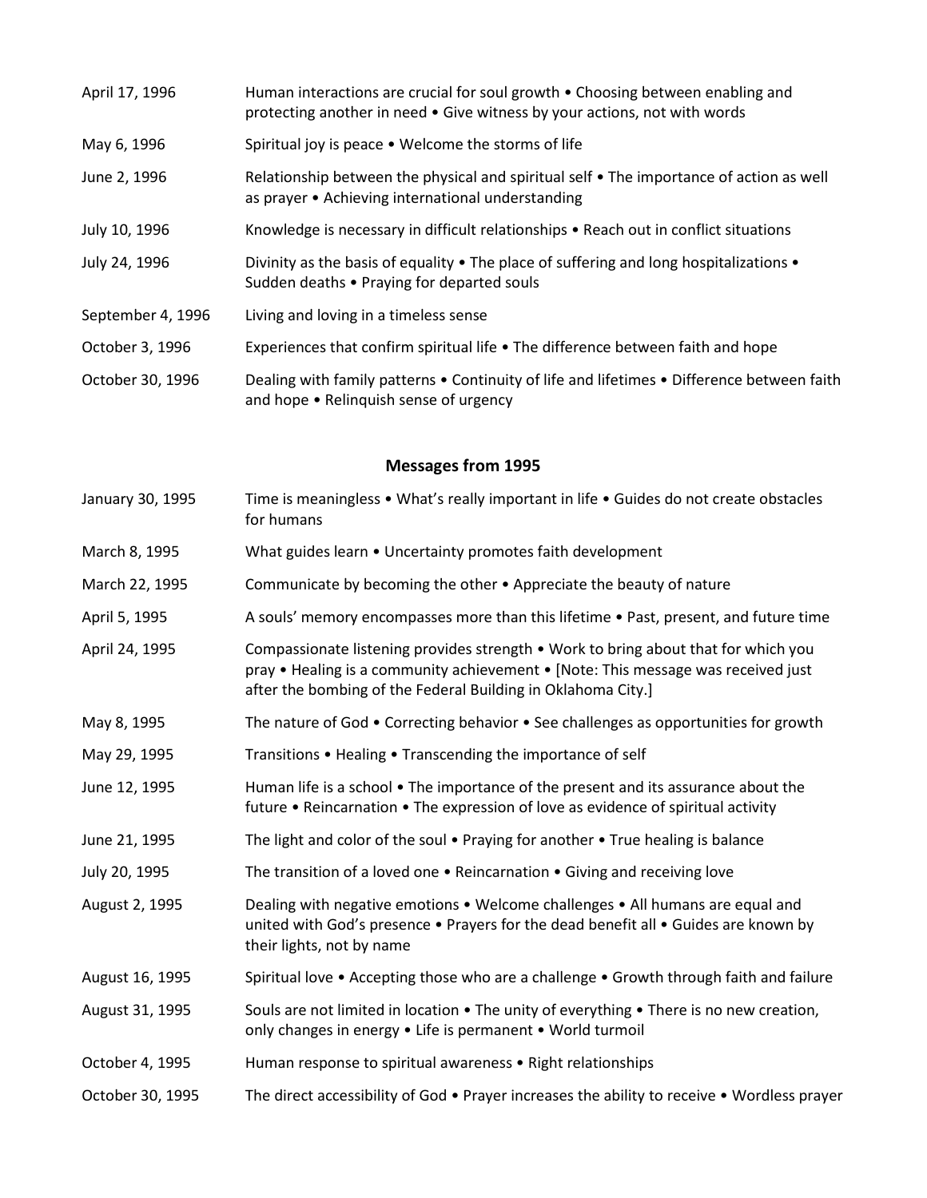| | |
|---|---|
| April 17, 1996 | Human interactions are crucial for soul growth • Choosing between enabling and protecting another in need • Give witness by your actions, not with words |
| May 6, 1996 | Spiritual joy is peace • Welcome the storms of life |
| June 2, 1996 | Relationship between the physical and spiritual self • The importance of action as well as prayer • Achieving international understanding |
| July 10, 1996 | Knowledge is necessary in difficult relationships • Reach out in conflict situations |
| July 24, 1996 | Divinity as the basis of equality • The place of suffering and long hospitalizations • Sudden deaths • Praying for departed souls |
| September 4, 1996 | Living and loving in a timeless sense |
| October 3, 1996 | Experiences that confirm spiritual life • The difference between faith and hope |
| October 30, 1996 | Dealing with family patterns • Continuity of life and lifetimes • Difference between faith and hope • Relinquish sense of urgency |

## Messages from 1995

| | |
|---|---|
| January 30, 1995 | Time is meaningless • What's really important in life • Guides do not create obstacles for humans |
| March 8, 1995 | What guides learn • Uncertainty promotes faith development |
| March 22, 1995 | Communicate by becoming the other • Appreciate the beauty of nature |
| April 5, 1995 | A souls' memory encompasses more than this lifetime • Past, present, and future time |
| April 24, 1995 | Compassionate listening provides strength • Work to bring about that for which you pray • Healing is a community achievement • [Note: This message was received just after the bombing of the Federal Building in Oklahoma City.] |
| May 8, 1995 | The nature of God • Correcting behavior • See challenges as opportunities for growth |
| May 29, 1995 | Transitions • Healing • Transcending the importance of self |
| June 12, 1995 | Human life is a school • The importance of the present and its assurance about the future • Reincarnation • The expression of love as evidence of spiritual activity |
| June 21, 1995 | The light and color of the soul • Praying for another • True healing is balance |
| July 20, 1995 | The transition of a loved one • Reincarnation • Giving and receiving love |
| August 2, 1995 | Dealing with negative emotions • Welcome challenges • All humans are equal and united with God's presence • Prayers for the dead benefit all • Guides are known by their lights, not by name |
| August 16, 1995 | Spiritual love • Accepting those who are a challenge • Growth through faith and failure |
| August 31, 1995 | Souls are not limited in location • The unity of everything • There is no new creation, only changes in energy • Life is permanent • World turmoil |
| October 4, 1995 | Human response to spiritual awareness • Right relationships |
| October 30, 1995 | The direct accessibility of God • Prayer increases the ability to receive • Wordless prayer |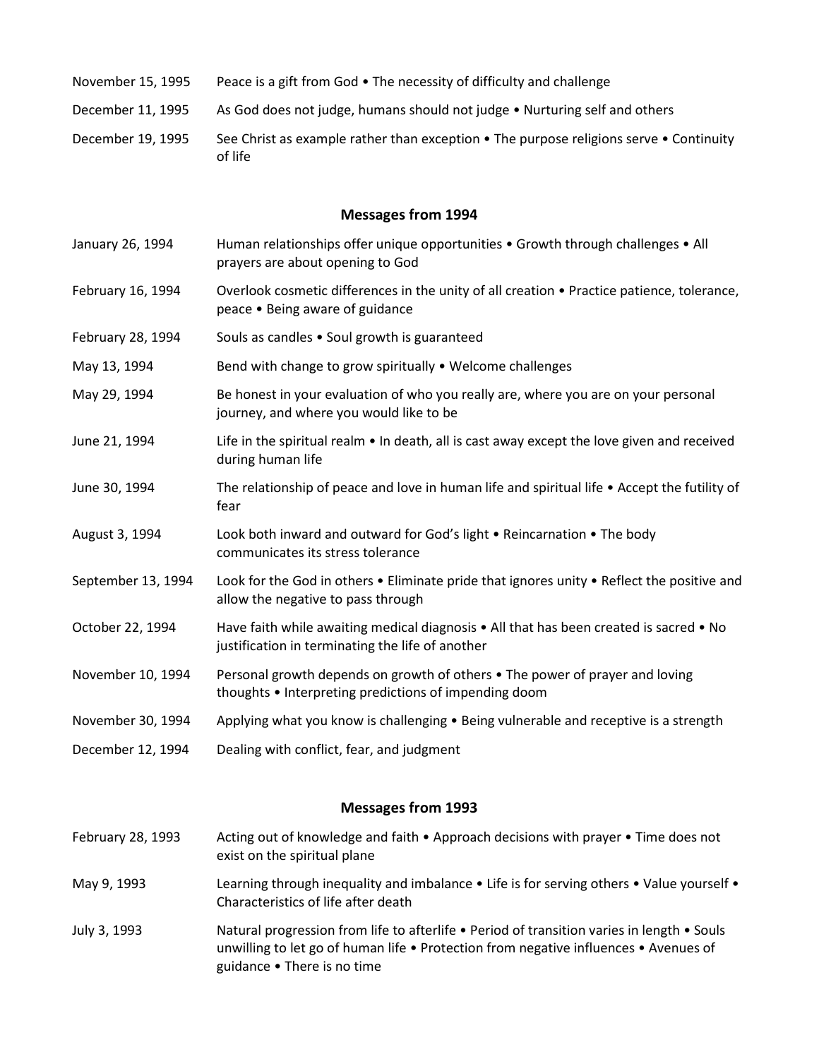| | |
|---|---|
| November 15, 1995 | Peace is a gift from God • The necessity of difficulty and challenge |
| December 11, 1995 | As God does not judge, humans should not judge • Nurturing self and others |
| December 19, 1995 | See Christ as example rather than exception • The purpose religions serve • Continuity of life |

## Messages from 1994

| | |
|---|---|
| January 26, 1994 | Human relationships offer unique opportunities • Growth through challenges • All prayers are about opening to God |
| February 16, 1994 | Overlook cosmetic differences in the unity of all creation • Practice patience, tolerance, peace • Being aware of guidance |
| February 28, 1994 | Souls as candles • Soul growth is guaranteed |
| May 13, 1994 | Bend with change to grow spiritually • Welcome challenges |
| May 29, 1994 | Be honest in your evaluation of who you really are, where you are on your personal journey, and where you would like to be |
| June 21, 1994 | Life in the spiritual realm • In death, all is cast away except the love given and received during human life |
| June 30, 1994 | The relationship of peace and love in human life and spiritual life • Accept the futility of fear |
| August 3, 1994 | Look both inward and outward for God's light • Reincarnation • The body communicates its stress tolerance |
| September 13, 1994 | Look for the God in others • Eliminate pride that ignores unity • Reflect the positive and allow the negative to pass through |
| October 22, 1994 | Have faith while awaiting medical diagnosis • All that has been created is sacred • No justification in terminating the life of another |
| November 10, 1994 | Personal growth depends on growth of others • The power of prayer and loving thoughts • Interpreting predictions of impending doom |
| November 30, 1994 | Applying what you know is challenging • Being vulnerable and receptive is a strength |
| December 12, 1994 | Dealing with conflict, fear, and judgment |

## Messages from 1993

| | |
|---|---|
| February 28, 1993 | Acting out of knowledge and faith • Approach decisions with prayer • Time does not exist on the spiritual plane |
| May 9, 1993 | Learning through inequality and imbalance • Life is for serving others • Value yourself • Characteristics of life after death |
| July 3, 1993 | Natural progression from life to afterlife • Period of transition varies in length • Souls unwilling to let go of human life • Protection from negative influences • Avenues of guidance • There is no time |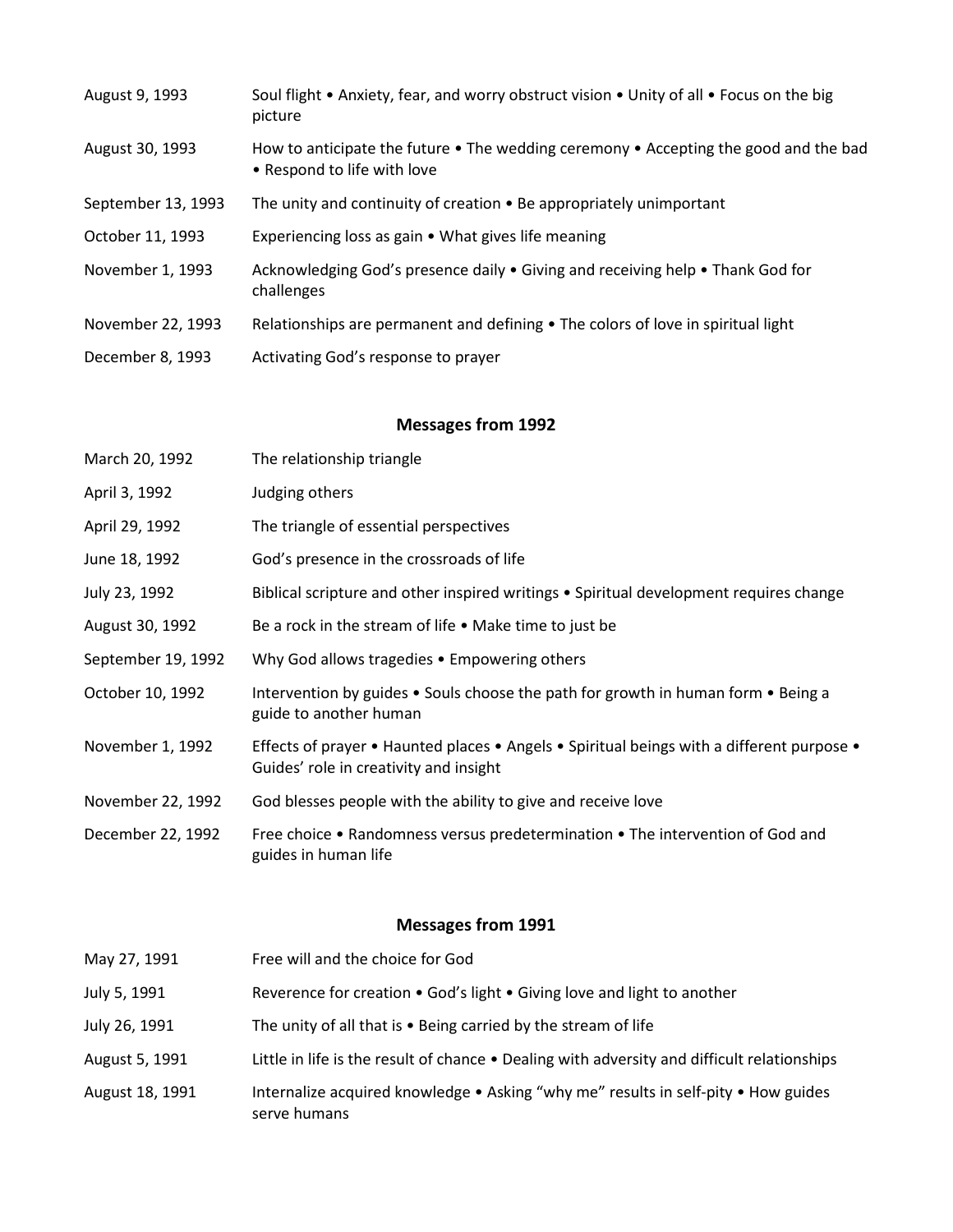| | |
|---|---|
| August 9, 1993 | Soul flight • Anxiety, fear, and worry obstruct vision • Unity of all • Focus on the big picture |
| August 30, 1993 | How to anticipate the future • The wedding ceremony • Accepting the good and the bad • Respond to life with love |
| September 13, 1993 | The unity and continuity of creation • Be appropriately unimportant |
| October 11, 1993 | Experiencing loss as gain • What gives life meaning |
| November 1, 1993 | Acknowledging God's presence daily • Giving and receiving help • Thank God for challenges |
| November 22, 1993 | Relationships are permanent and defining • The colors of love in spiritual light |
| December 8, 1993 | Activating God's response to prayer |

## Messages from 1992

| | |
|---|---|
| March 20, 1992 | The relationship triangle |
| April 3, 1992 | Judging others |
| April 29, 1992 | The triangle of essential perspectives |
| June 18, 1992 | God's presence in the crossroads of life |
| July 23, 1992 | Biblical scripture and other inspired writings • Spiritual development requires change |
| August 30, 1992 | Be a rock in the stream of life • Make time to just be |
| September 19, 1992 | Why God allows tragedies • Empowering others |
| October 10, 1992 | Intervention by guides • Souls choose the path for growth in human form • Being a guide to another human |
| November 1, 1992 | Effects of prayer • Haunted places • Angels • Spiritual beings with a different purpose • Guides' role in creativity and insight |
| November 22, 1992 | God blesses people with the ability to give and receive love |
| December 22, 1992 | Free choice • Randomness versus predetermination • The intervention of God and guides in human life |

## Messages from 1991

| | |
|---|---|
| May 27, 1991 | Free will and the choice for God |
| July 5, 1991 | Reverence for creation • God's light • Giving love and light to another |
| July 26, 1991 | The unity of all that is • Being carried by the stream of life |
| August 5, 1991 | Little in life is the result of chance • Dealing with adversity and difficult relationships |
| August 18, 1991 | Internalize acquired knowledge • Asking "why me" results in self-pity • How guides serve humans |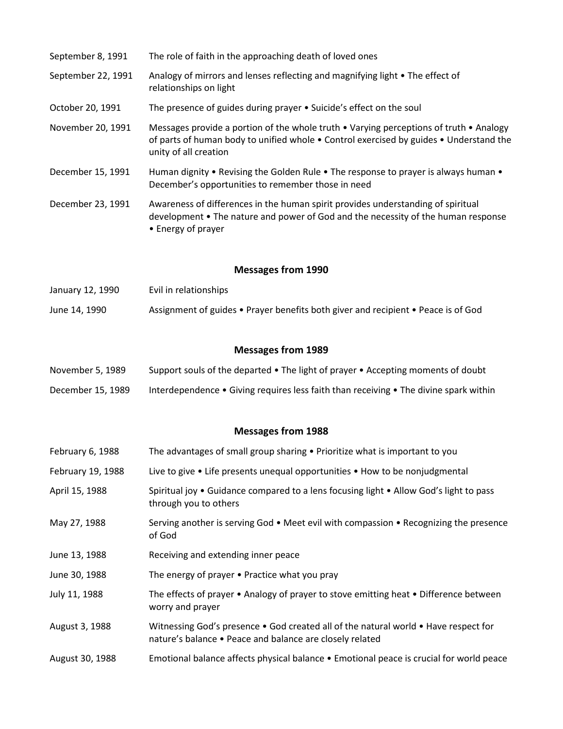| | |
|---|---|
| September 8, 1991 | The role of faith in the approaching death of loved ones |
| September 22, 1991 | Analogy of mirrors and lenses reflecting and magnifying light • The effect of relationships on light |
| October 20, 1991 | The presence of guides during prayer • Suicide's effect on the soul |
| November 20, 1991 | Messages provide a portion of the whole truth • Varying perceptions of truth • Analogy of parts of human body to unified whole • Control exercised by guides • Understand the unity of all creation |
| December 15, 1991 | Human dignity • Revising the Golden Rule • The response to prayer is always human • December's opportunities to remember those in need |
| December 23, 1991 | Awareness of differences in the human spirit provides understanding of spiritual development • The nature and power of God and the necessity of the human response • Energy of prayer |

### Messages from 1990

| | |
|---|---|
| January 12, 1990 | Evil in relationships |
| June 14, 1990 | Assignment of guides • Prayer benefits both giver and recipient • Peace is of God |

### Messages from 1989

| | |
|---|---|
| November 5, 1989 | Support souls of the departed • The light of prayer • Accepting moments of doubt |
| December 15, 1989 | Interdependence • Giving requires less faith than receiving • The divine spark within |

### Messages from 1988

| | |
|---|---|
| February 6, 1988 | The advantages of small group sharing • Prioritize what is important to you |
| February 19, 1988 | Live to give • Life presents unequal opportunities • How to be nonjudgmental |
| April 15, 1988 | Spiritual joy • Guidance compared to a lens focusing light • Allow God's light to pass through you to others |
| May 27, 1988 | Serving another is serving God • Meet evil with compassion • Recognizing the presence of God |
| June 13, 1988 | Receiving and extending inner peace |
| June 30, 1988 | The energy of prayer • Practice what you pray |
| July 11, 1988 | The effects of prayer • Analogy of prayer to stove emitting heat • Difference between worry and prayer |
| August 3, 1988 | Witnessing God's presence • God created all of the natural world • Have respect for nature's balance • Peace and balance are closely related |
| August 30, 1988 | Emotional balance affects physical balance • Emotional peace is crucial for world peace |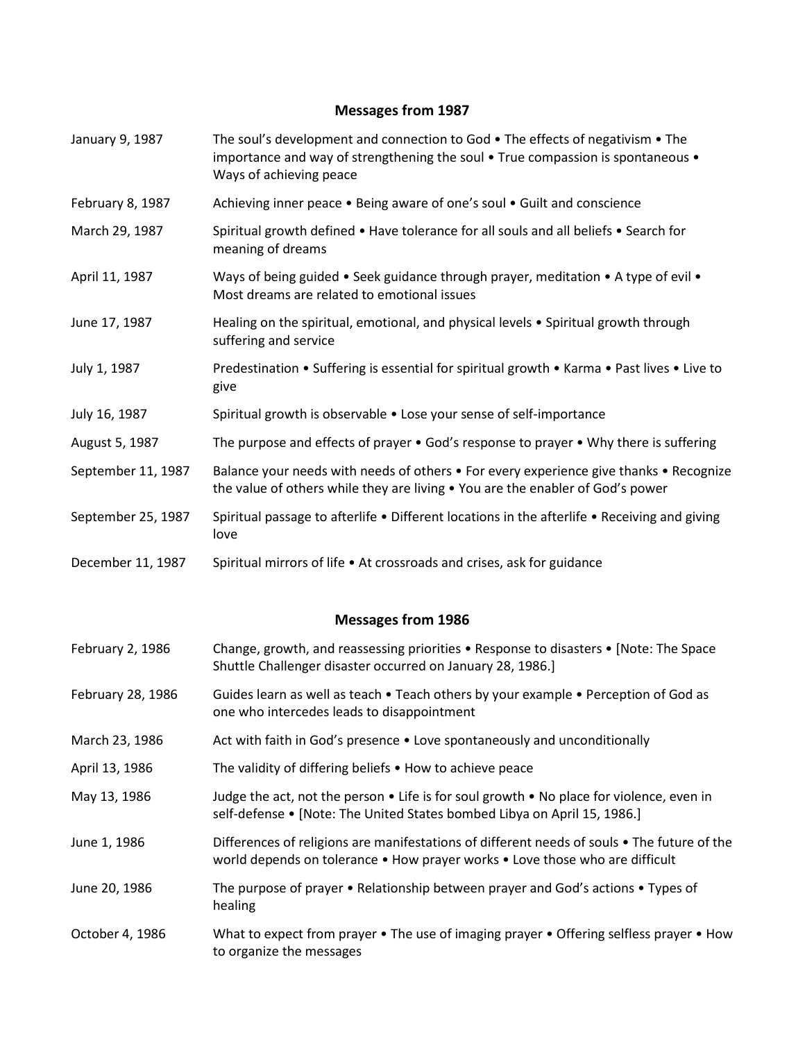## Messages from 1987

| | |
|---|---|
| January 9, 1987 | The soul's development and connection to God • The effects of negativism • The importance and way of strengthening the soul • True compassion is spontaneous • Ways of achieving peace |
| February 8, 1987 | Achieving inner peace • Being aware of one's soul • Guilt and conscience |
| March 29, 1987 | Spiritual growth defined • Have tolerance for all souls and all beliefs • Search for meaning of dreams |
| April 11, 1987 | Ways of being guided • Seek guidance through prayer, meditation • A type of evil • Most dreams are related to emotional issues |
| June 17, 1987 | Healing on the spiritual, emotional, and physical levels • Spiritual growth through suffering and service |
| July 1, 1987 | Predestination • Suffering is essential for spiritual growth • Karma • Past lives • Live to give |
| July 16, 1987 | Spiritual growth is observable • Lose your sense of self-importance |
| August 5, 1987 | The purpose and effects of prayer • God's response to prayer • Why there is suffering |
| September 11, 1987 | Balance your needs with needs of others • For every experience give thanks • Recognize the value of others while they are living • You are the enabler of God's power |
| September 25, 1987 | Spiritual passage to afterlife • Different locations in the afterlife • Receiving and giving love |
| December 11, 1987 | Spiritual mirrors of life • At crossroads and crises, ask for guidance |

## Messages from 1986

| | |
|---|---|
| February 2, 1986 | Change, growth, and reassessing priorities • Response to disasters • [Note: The Space Shuttle Challenger disaster occurred on January 28, 1986.] |
| February 28, 1986 | Guides learn as well as teach • Teach others by your example • Perception of God as one who intercedes leads to disappointment |
| March 23, 1986 | Act with faith in God's presence • Love spontaneously and unconditionally |
| April 13, 1986 | The validity of differing beliefs • How to achieve peace |
| May 13, 1986 | Judge the act, not the person • Life is for soul growth • No place for violence, even in self-defense • [Note: The United States bombed Libya on April 15, 1986.] |
| June 1, 1986 | Differences of religions are manifestations of different needs of souls • The future of the world depends on tolerance • How prayer works • Love those who are difficult |
| June 20, 1986 | The purpose of prayer • Relationship between prayer and God's actions • Types of healing |
| October 4, 1986 | What to expect from prayer • The use of imaging prayer • Offering selfless prayer • How to organize the messages |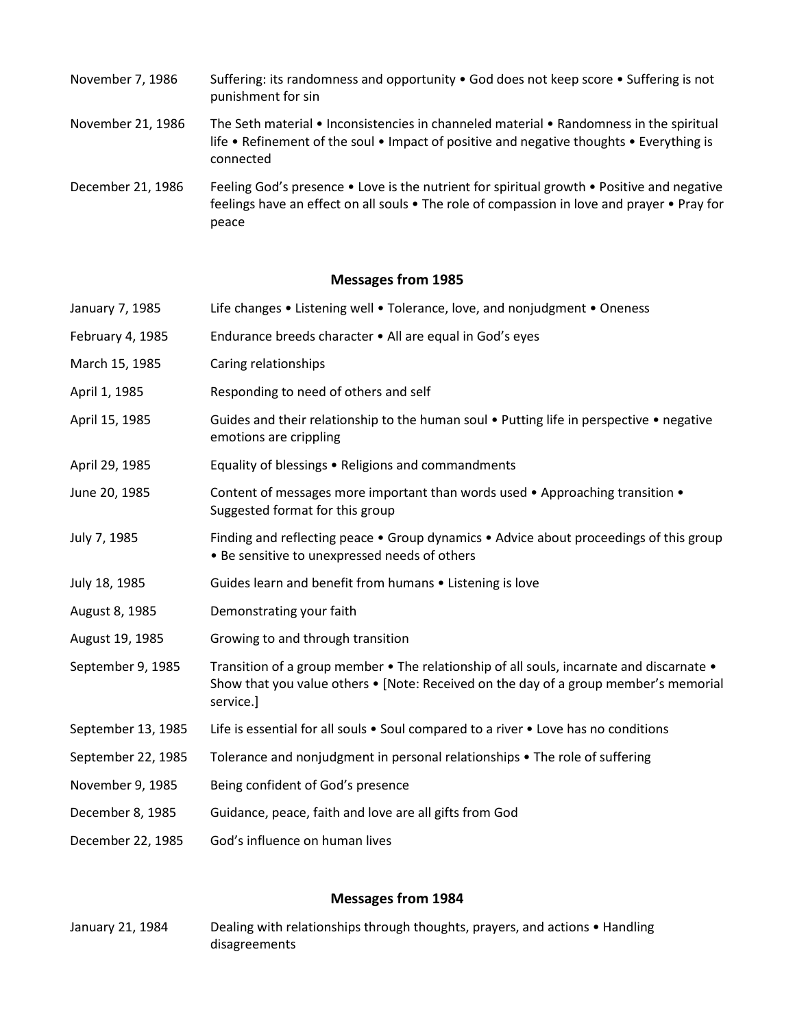| | |
|---|---|
| November 7, 1986 | Suffering: its randomness and opportunity • God does not keep score • Suffering is not punishment for sin |
| November 21, 1986 | The Seth material • Inconsistencies in channeled material • Randomness in the spiritual life • Refinement of the soul • Impact of positive and negative thoughts • Everything is connected |
| December 21, 1986 | Feeling God's presence • Love is the nutrient for spiritual growth • Positive and negative feelings have an effect on all souls • The role of compassion in love and prayer • Pray for peace |

## Messages from 1985

| | |
|---|---|
| January 7, 1985 | Life changes • Listening well • Tolerance, love, and nonjudgment • Oneness |
| February 4, 1985 | Endurance breeds character • All are equal in God's eyes |
| March 15, 1985 | Caring relationships |
| April 1, 1985 | Responding to need of others and self |
| April 15, 1985 | Guides and their relationship to the human soul • Putting life in perspective • negative emotions are crippling |
| April 29, 1985 | Equality of blessings • Religions and commandments |
| June 20, 1985 | Content of messages more important than words used • Approaching transition • Suggested format for this group |
| July 7, 1985 | Finding and reflecting peace • Group dynamics • Advice about proceedings of this group • Be sensitive to unexpressed needs of others |
| July 18, 1985 | Guides learn and benefit from humans • Listening is love |
| August 8, 1985 | Demonstrating your faith |
| August 19, 1985 | Growing to and through transition |
| September 9, 1985 | Transition of a group member • The relationship of all souls, incarnate and discarnate • Show that you value others • [Note: Received on the day of a group member's memorial service.] |
| September 13, 1985 | Life is essential for all souls • Soul compared to a river • Love has no conditions |
| September 22, 1985 | Tolerance and nonjudgment in personal relationships • The role of suffering |
| November 9, 1985 | Being confident of God's presence |
| December 8, 1985 | Guidance, peace, faith and love are all gifts from God |
| December 22, 1985 | God's influence on human lives |

## Messages from 1984

| | |
|---|---|
| January 21, 1984 | Dealing with relationships through thoughts, prayers, and actions • Handling disagreements |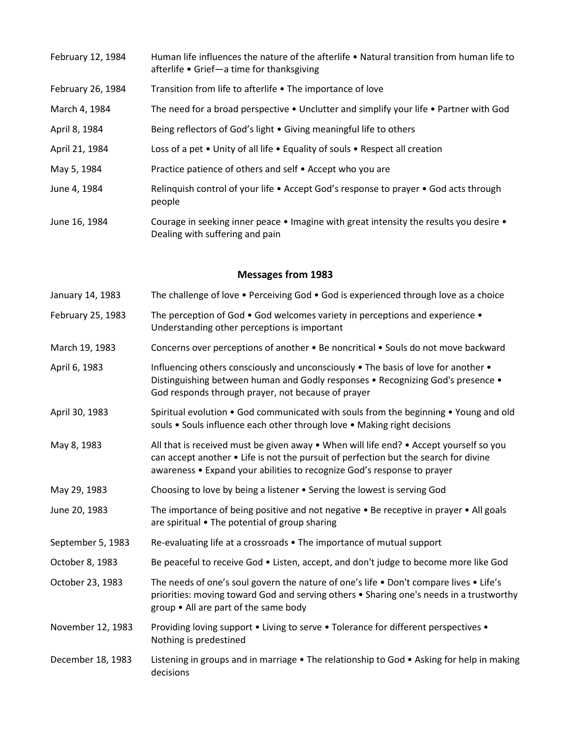| | |
|---|---|
| February 12, 1984 | Human life influences the nature of the afterlife • Natural transition from human life to afterlife • Grief—a time for thanksgiving |
| February 26, 1984 | Transition from life to afterlife • The importance of love |
| March 4, 1984 | The need for a broad perspective • Unclutter and simplify your life • Partner with God |
| April 8, 1984 | Being reflectors of God's light • Giving meaningful life to others |
| April 21, 1984 | Loss of a pet • Unity of all life • Equality of souls • Respect all creation |
| May 5, 1984 | Practice patience of others and self • Accept who you are |
| June 4, 1984 | Relinquish control of your life • Accept God's response to prayer • God acts through people |
| June 16, 1984 | Courage in seeking inner peace • Imagine with great intensity the results you desire • Dealing with suffering and pain |

## Messages from 1983

| | |
|---|---|
| January 14, 1983 | The challenge of love • Perceiving God • God is experienced through love as a choice |
| February 25, 1983 | The perception of God • God welcomes variety in perceptions and experience • Understanding other perceptions is important |
| March 19, 1983 | Concerns over perceptions of another • Be noncritical • Souls do not move backward |
| April 6, 1983 | Influencing others consciously and unconsciously • The basis of love for another • Distinguishing between human and Godly responses • Recognizing God's presence • God responds through prayer, not because of prayer |
| April 30, 1983 | Spiritual evolution • God communicated with souls from the beginning • Young and old souls • Souls influence each other through love • Making right decisions |
| May 8, 1983 | All that is received must be given away • When will life end? • Accept yourself so you can accept another • Life is not the pursuit of perfection but the search for divine awareness • Expand your abilities to recognize God's response to prayer |
| May 29, 1983 | Choosing to love by being a listener • Serving the lowest is serving God |
| June 20, 1983 | The importance of being positive and not negative • Be receptive in prayer • All goals are spiritual • The potential of group sharing |
| September 5, 1983 | Re-evaluating life at a crossroads • The importance of mutual support |
| October 8, 1983 | Be peaceful to receive God • Listen, accept, and don't judge to become more like God |
| October 23, 1983 | The needs of one's soul govern the nature of one's life • Don't compare lives • Life's priorities: moving toward God and serving others • Sharing one's needs in a trustworthy group • All are part of the same body |
| November 12, 1983 | Providing loving support • Living to serve • Tolerance for different perspectives • Nothing is predestined |
| December 18, 1983 | Listening in groups and in marriage • The relationship to God • Asking for help in making decisions |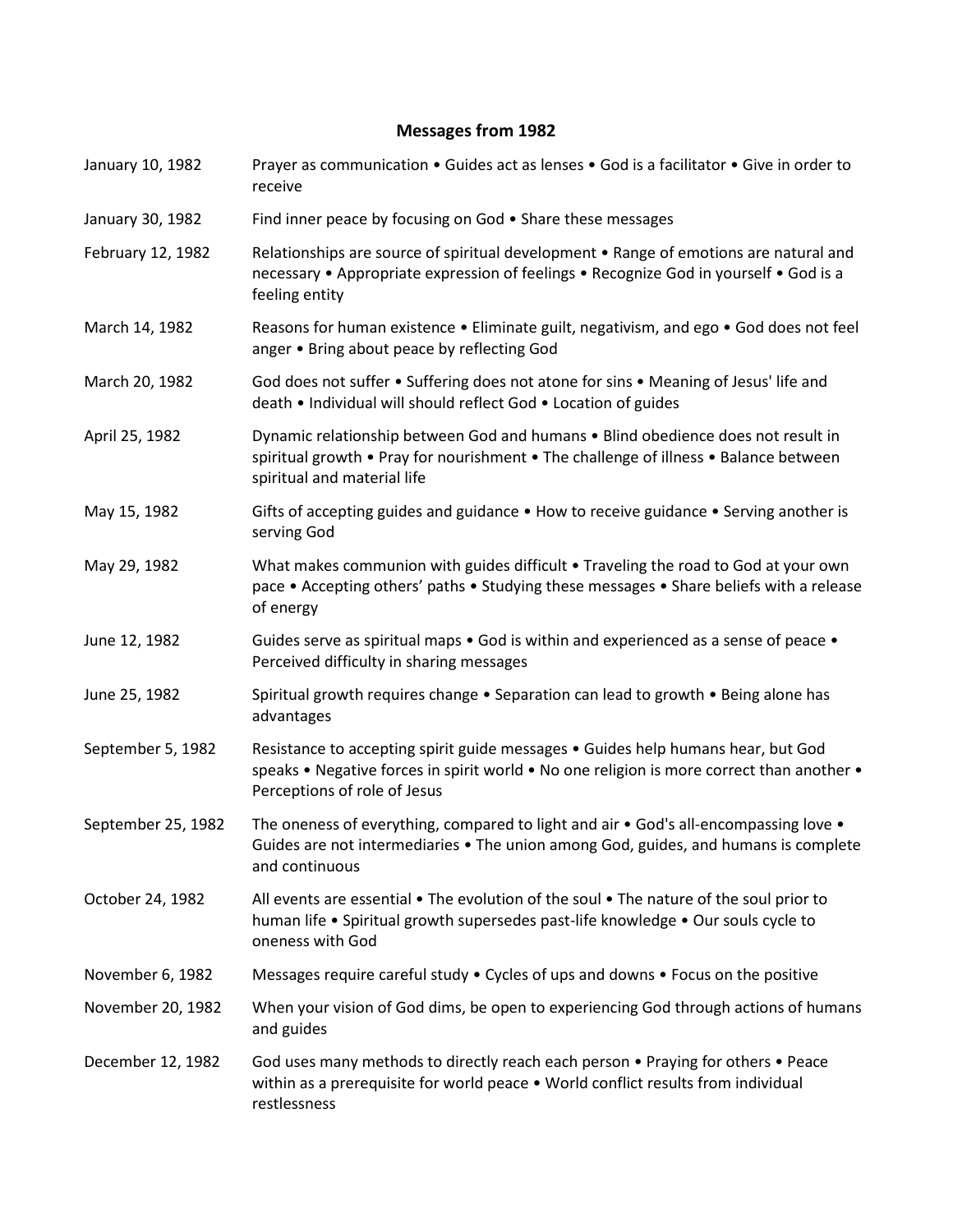## Messages from 1982

| | |
|---|---|
| January 10, 1982 | Prayer as communication • Guides act as lenses • God is a facilitator • Give in order to receive |
| January 30, 1982 | Find inner peace by focusing on God • Share these messages |
| February 12, 1982 | Relationships are source of spiritual development • Range of emotions are natural and necessary • Appropriate expression of feelings • Recognize God in yourself • God is a feeling entity |
| March 14, 1982 | Reasons for human existence • Eliminate guilt, negativism, and ego • God does not feel anger • Bring about peace by reflecting God |
| March 20, 1982 | God does not suffer • Suffering does not atone for sins • Meaning of Jesus' life and death • Individual will should reflect God • Location of guides |
| April 25, 1982 | Dynamic relationship between God and humans • Blind obedience does not result in spiritual growth • Pray for nourishment • The challenge of illness • Balance between spiritual and material life |
| May 15, 1982 | Gifts of accepting guides and guidance • How to receive guidance • Serving another is serving God |
| May 29, 1982 | What makes communion with guides difficult • Traveling the road to God at your own pace • Accepting others' paths • Studying these messages • Share beliefs with a release of energy |
| June 12, 1982 | Guides serve as spiritual maps • God is within and experienced as a sense of peace • Perceived difficulty in sharing messages |
| June 25, 1982 | Spiritual growth requires change • Separation can lead to growth • Being alone has advantages |
| September 5, 1982 | Resistance to accepting spirit guide messages • Guides help humans hear, but God speaks • Negative forces in spirit world • No one religion is more correct than another • Perceptions of role of Jesus |
| September 25, 1982 | The oneness of everything, compared to light and air • God's all-encompassing love • Guides are not intermediaries • The union among God, guides, and humans is complete and continuous |
| October 24, 1982 | All events are essential • The evolution of the soul • The nature of the soul prior to human life • Spiritual growth supersedes past-life knowledge • Our souls cycle to oneness with God |
| November 6, 1982 | Messages require careful study • Cycles of ups and downs • Focus on the positive |
| November 20, 1982 | When your vision of God dims, be open to experiencing God through actions of humans and guides |
| December 12, 1982 | God uses many methods to directly reach each person • Praying for others • Peace within as a prerequisite for world peace • World conflict results from individual restlessness |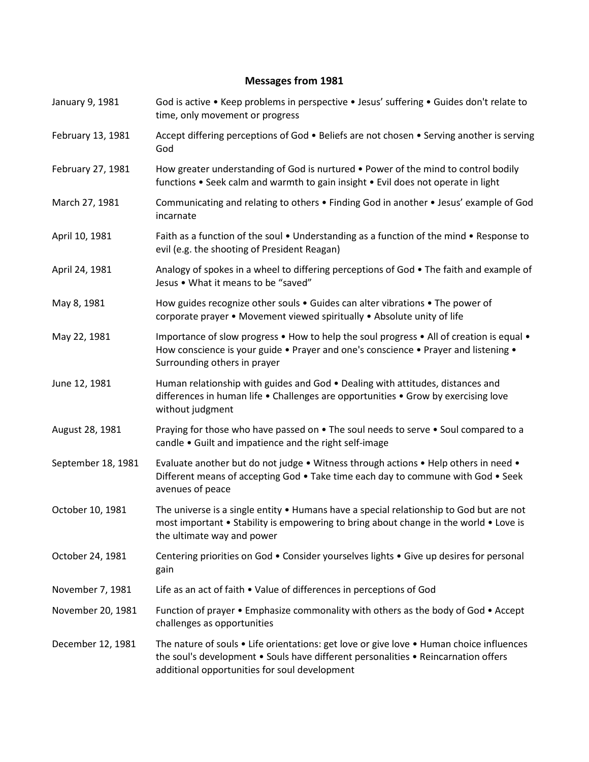## Messages from 1981

| | |
|---|---|
| January 9, 1981 | God is active • Keep problems in perspective • Jesus' suffering • Guides don't relate to time, only movement or progress |
| February 13, 1981 | Accept differing perceptions of God • Beliefs are not chosen • Serving another is serving God |
| February 27, 1981 | How greater understanding of God is nurtured • Power of the mind to control bodily functions • Seek calm and warmth to gain insight • Evil does not operate in light |
| March 27, 1981 | Communicating and relating to others • Finding God in another • Jesus' example of God incarnate |
| April 10, 1981 | Faith as a function of the soul • Understanding as a function of the mind • Response to evil (e.g. the shooting of President Reagan) |
| April 24, 1981 | Analogy of spokes in a wheel to differing perceptions of God • The faith and example of Jesus • What it means to be "saved" |
| May 8, 1981 | How guides recognize other souls • Guides can alter vibrations • The power of corporate prayer • Movement viewed spiritually • Absolute unity of life |
| May 22, 1981 | Importance of slow progress • How to help the soul progress • All of creation is equal • How conscience is your guide • Prayer and one's conscience • Prayer and listening • Surrounding others in prayer |
| June 12, 1981 | Human relationship with guides and God • Dealing with attitudes, distances and differences in human life • Challenges are opportunities • Grow by exercising love without judgment |
| August 28, 1981 | Praying for those who have passed on • The soul needs to serve • Soul compared to a candle • Guilt and impatience and the right self-image |
| September 18, 1981 | Evaluate another but do not judge • Witness through actions • Help others in need • Different means of accepting God • Take time each day to commune with God • Seek avenues of peace |
| October 10, 1981 | The universe is a single entity • Humans have a special relationship to God but are not most important • Stability is empowering to bring about change in the world • Love is the ultimate way and power |
| October 24, 1981 | Centering priorities on God • Consider yourselves lights • Give up desires for personal gain |
| November 7, 1981 | Life as an act of faith • Value of differences in perceptions of God |
| November 20, 1981 | Function of prayer • Emphasize commonality with others as the body of God • Accept challenges as opportunities |
| December 12, 1981 | The nature of souls • Life orientations: get love or give love • Human choice influences the soul's development • Souls have different personalities • Reincarnation offers additional opportunities for soul development |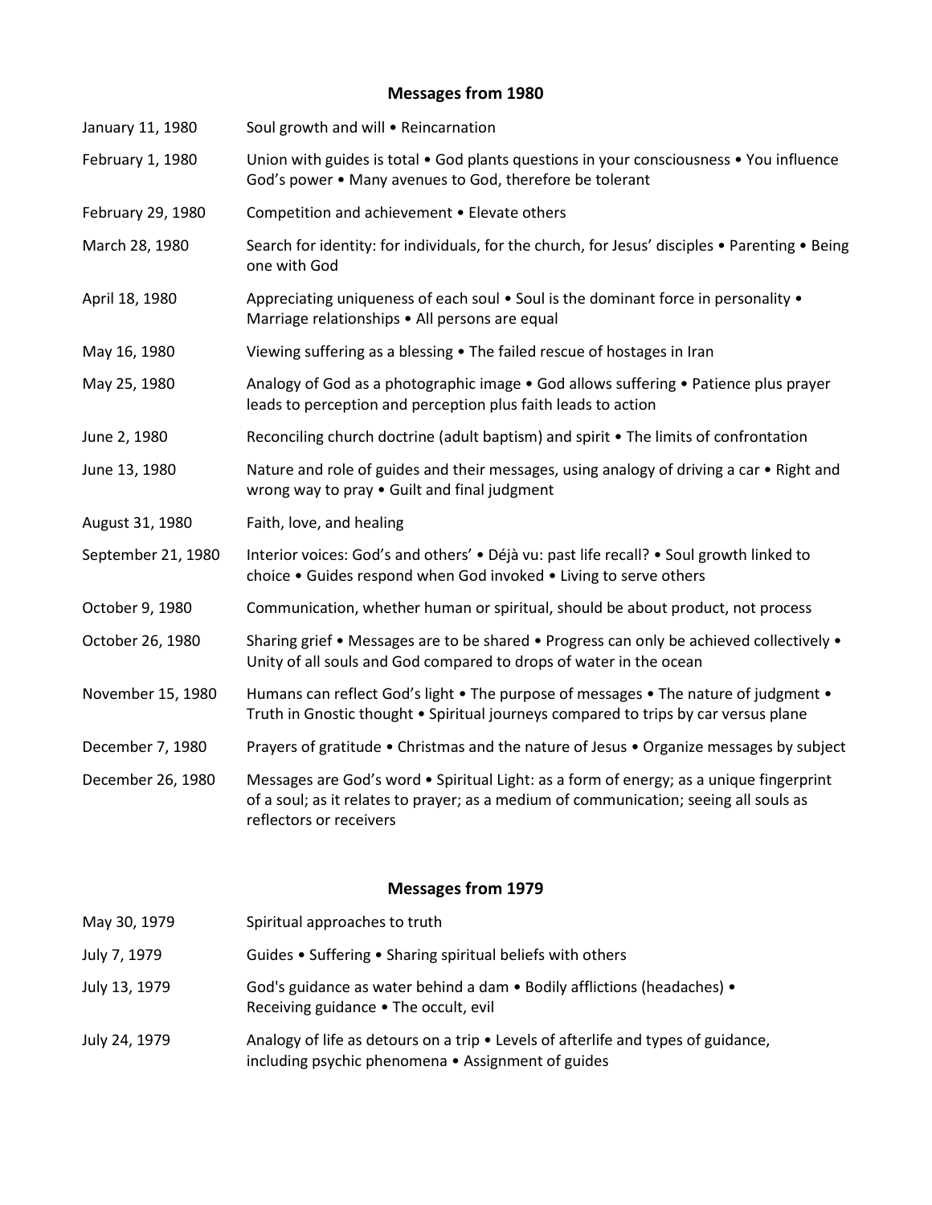## Messages from 1980

| | |
|---|---|
| January 11, 1980 | Soul growth and will • Reincarnation |
| February 1, 1980 | Union with guides is total • God plants questions in your consciousness • You influence God's power • Many avenues to God, therefore be tolerant |
| February 29, 1980 | Competition and achievement • Elevate others |
| March 28, 1980 | Search for identity: for individuals, for the church, for Jesus' disciples • Parenting • Being one with God |
| April 18, 1980 | Appreciating uniqueness of each soul • Soul is the dominant force in personality • Marriage relationships • All persons are equal |
| May 16, 1980 | Viewing suffering as a blessing • The failed rescue of hostages in Iran |
| May 25, 1980 | Analogy of God as a photographic image • God allows suffering • Patience plus prayer leads to perception and perception plus faith leads to action |
| June 2, 1980 | Reconciling church doctrine (adult baptism) and spirit • The limits of confrontation |
| June 13, 1980 | Nature and role of guides and their messages, using analogy of driving a car • Right and wrong way to pray • Guilt and final judgment |
| August 31, 1980 | Faith, love, and healing |
| September 21, 1980 | Interior voices: God's and others' • Déjà vu: past life recall? • Soul growth linked to choice • Guides respond when God invoked • Living to serve others |
| October 9, 1980 | Communication, whether human or spiritual, should be about product, not process |
| October 26, 1980 | Sharing grief • Messages are to be shared • Progress can only be achieved collectively • Unity of all souls and God compared to drops of water in the ocean |
| November 15, 1980 | Humans can reflect God's light • The purpose of messages • The nature of judgment • Truth in Gnostic thought • Spiritual journeys compared to trips by car versus plane |
| December 7, 1980 | Prayers of gratitude • Christmas and the nature of Jesus • Organize messages by subject |
| December 26, 1980 | Messages are God's word • Spiritual Light: as a form of energy; as a unique fingerprint of a soul; as it relates to prayer; as a medium of communication; seeing all souls as reflectors or receivers |

## Messages from 1979

| | |
|---|---|
| May 30, 1979 | Spiritual approaches to truth |
| July 7, 1979 | Guides • Suffering • Sharing spiritual beliefs with others |
| July 13, 1979 | God's guidance as water behind a dam • Bodily afflictions (headaches) • Receiving guidance • The occult, evil |
| July 24, 1979 | Analogy of life as detours on a trip • Levels of afterlife and types of guidance, including psychic phenomena • Assignment of guides |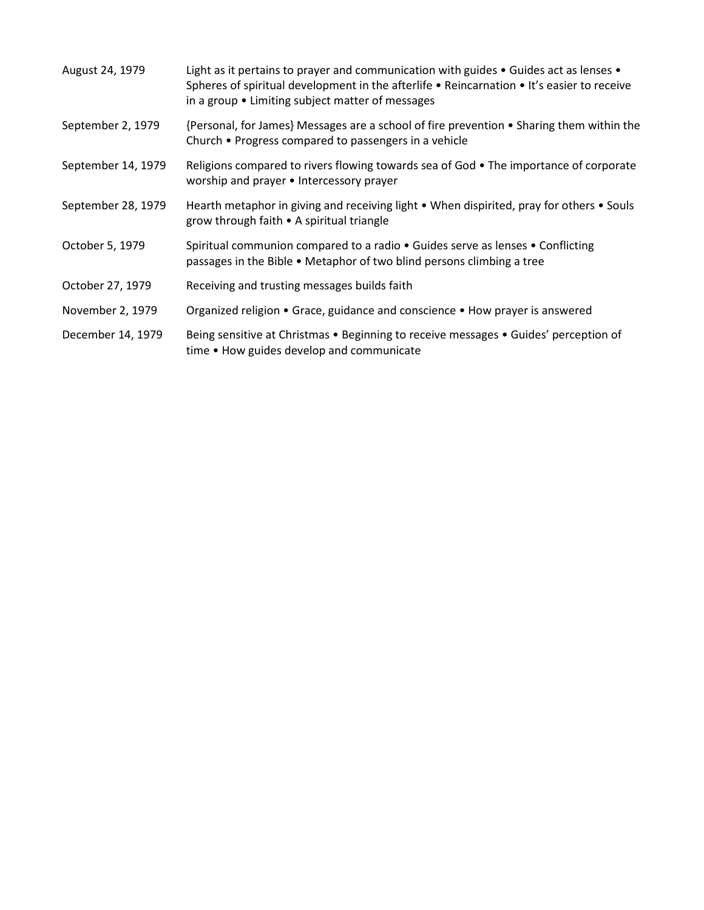| | |
|---|---|
| August 24, 1979 | Light as it pertains to prayer and communication with guides • Guides act as lenses • Spheres of spiritual development in the afterlife • Reincarnation • It's easier to receive in a group • Limiting subject matter of messages |
| September 2, 1979 | {Personal, for James} Messages are a school of fire prevention • Sharing them within the Church • Progress compared to passengers in a vehicle |
| September 14, 1979 | Religions compared to rivers flowing towards sea of God • The importance of corporate worship and prayer • Intercessory prayer |
| September 28, 1979 | Hearth metaphor in giving and receiving light • When dispirited, pray for others • Souls grow through faith • A spiritual triangle |
| October 5, 1979 | Spiritual communion compared to a radio • Guides serve as lenses • Conflicting passages in the Bible • Metaphor of two blind persons climbing a tree |
| October 27, 1979 | Receiving and trusting messages builds faith |
| November 2, 1979 | Organized religion • Grace, guidance and conscience • How prayer is answered |
| December 14, 1979 | Being sensitive at Christmas • Beginning to receive messages • Guides' perception of time • How guides develop and communicate |